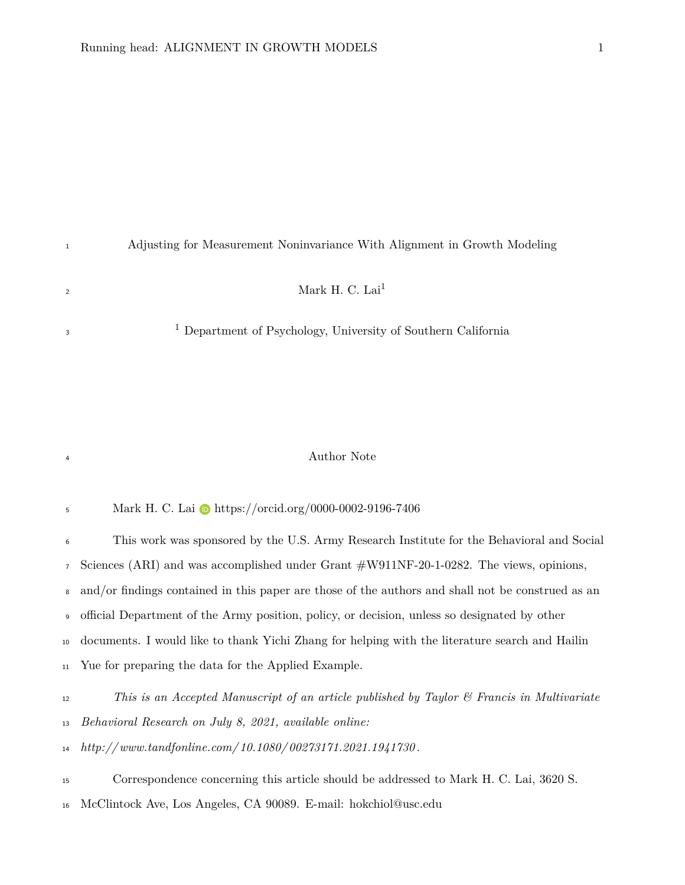# Adjusting for Measurement Noninvariance With Alignment in Growth Modeling

Mark H. C. Lai[1]

[1] Department of Psychology, University of Southern California

## Author Note

Mark H. C. Lai https://orcid.org/0000-0002-9196-7406

This work was sponsored by the U.S. Army Research Institute for the Behavioral and Social Sciences (ARI) and was accomplished under Grant #W911NF-20-1-0282. The views, opinions, and/or findings contained in this paper are those of the authors and shall not be construed as an official Department of the Army position, policy, or decision, unless so designated by other documents. I would like to thank Yichi Zhang for helping with the literature search and Hailin Yue for preparing the data for the Applied Example.

*This is an Accepted Manuscript of an article published by Taylor & Francis in Multivariate Behavioral Research on July 8, 2021, available online: http://www.tandfonline.com/10.1080/00273171.2021.1941730.*

Correspondence concerning this article should be addressed to Mark H. C. Lai, 3620 S. McClintock Ave, Los Angeles, CA 90089. E-mail: hokchiol@usc.edu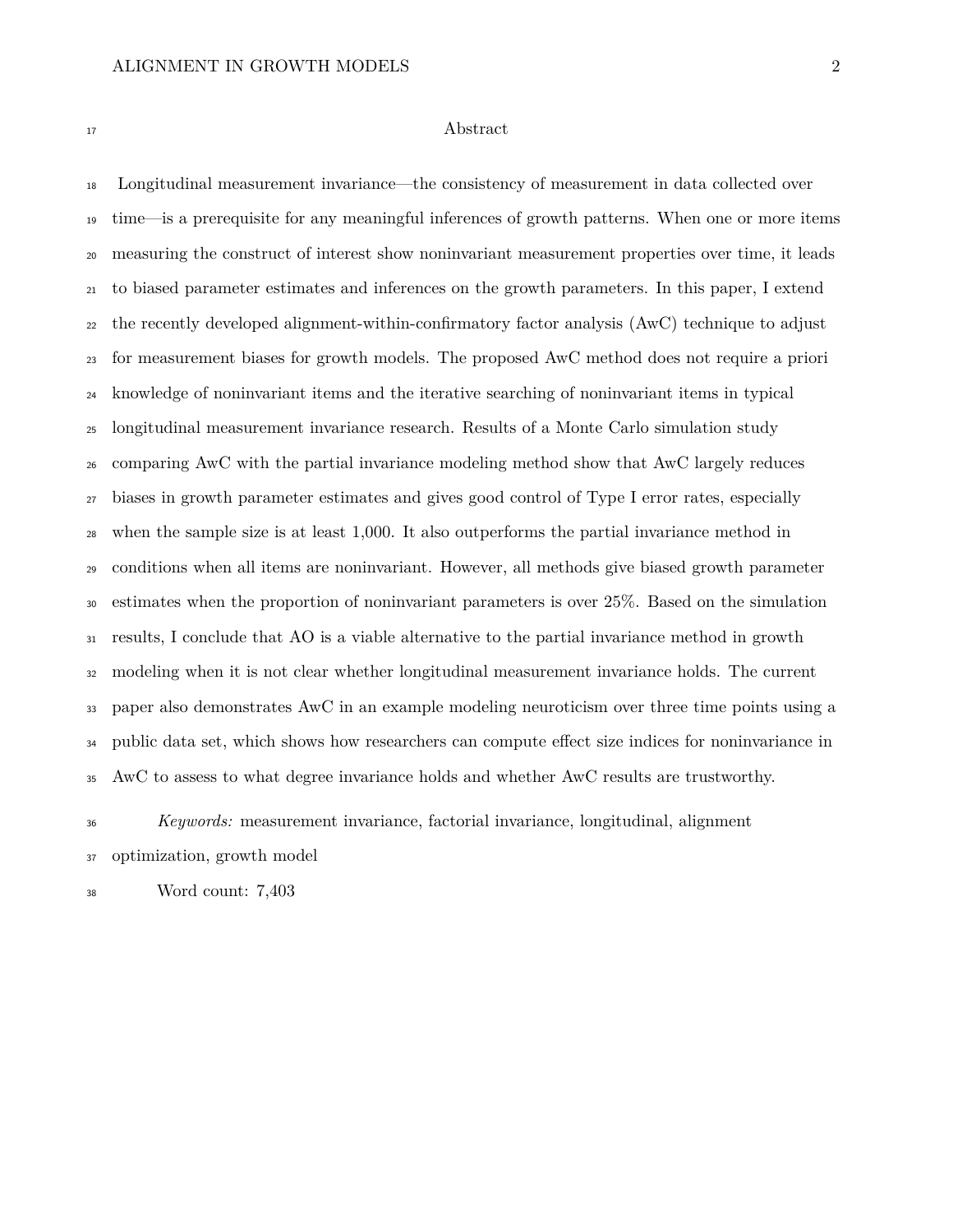# Abstract

Longitudinal measurement invariance—the consistency of measurement in data collected over time—is a prerequisite for any meaningful inferences of growth patterns. When one or more items measuring the construct of interest show noninvariant measurement properties over time, it leads to biased parameter estimates and inferences on the growth parameters. In this paper, I extend the recently developed alignment-within-confirmatory factor analysis (AwC) technique to adjust for measurement biases for growth models. The proposed AwC method does not require a priori knowledge of noninvariant items and the iterative searching of noninvariant items in typical longitudinal measurement invariance research. Results of a Monte Carlo simulation study comparing AwC with the partial invariance modeling method show that AwC largely reduces biases in growth parameter estimates and gives good control of Type I error rates, especially when the sample size is at least 1,000. It also outperforms the partial invariance method in conditions when all items are noninvariant. However, all methods give biased growth parameter estimates when the proportion of noninvariant parameters is over 25%. Based on the simulation results, I conclude that AO is a viable alternative to the partial invariance method in growth modeling when it is not clear whether longitudinal measurement invariance holds. The current paper also demonstrates AwC in an example modeling neuroticism over three time points using a public data set, which shows how researchers can compute effect size indices for noninvariance in AwC to assess to what degree invariance holds and whether AwC results are trustworthy.

*Keywords:* measurement invariance, factorial invariance, longitudinal, alignment optimization, growth model

Word count: 7,403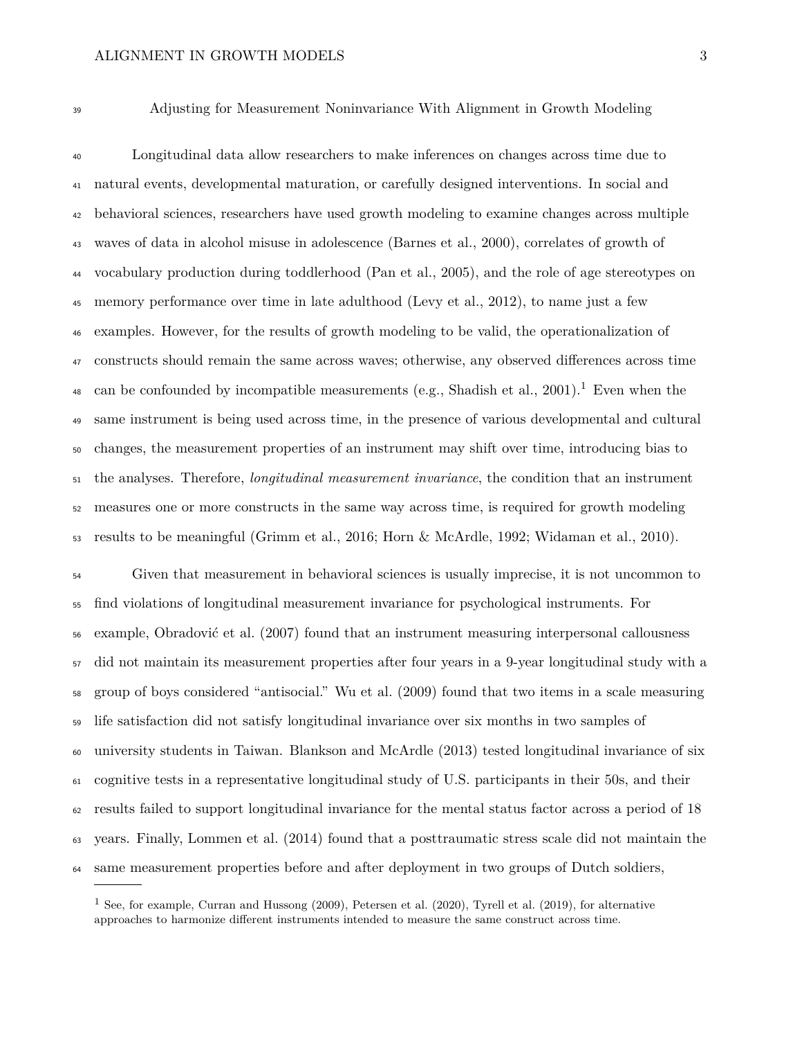# Adjusting for Measurement Noninvariance With Alignment in Growth Modeling

Longitudinal data allow researchers to make inferences on changes across time due to natural events, developmental maturation, or carefully designed interventions. In social and behavioral sciences, researchers have used growth modeling to examine changes across multiple waves of data in alcohol misuse in adolescence (Barnes et al., 2000), correlates of growth of vocabulary production during toddlerhood (Pan et al., 2005), and the role of age stereotypes on memory performance over time in late adulthood (Levy et al., 2012), to name just a few examples. However, for the results of growth modeling to be valid, the operationalization of constructs should remain the same across waves; otherwise, any observed differences across time can be confounded by incompatible measurements (e.g., Shadish et al., 2001).[1] Even when the same instrument is being used across time, in the presence of various developmental and cultural changes, the measurement properties of an instrument may shift over time, introducing bias to the analyses. Therefore, *longitudinal measurement invariance*, the condition that an instrument measures one or more constructs in the same way across time, is required for growth modeling results to be meaningful (Grimm et al., 2016; Horn & McArdle, 1992; Widaman et al., 2010).

Given that measurement in behavioral sciences is usually imprecise, it is not uncommon to find violations of longitudinal measurement invariance for psychological instruments. For example, Obradović et al. (2007) found that an instrument measuring interpersonal callousness did not maintain its measurement properties after four years in a 9-year longitudinal study with a group of boys considered "antisocial." Wu et al. (2009) found that two items in a scale measuring life satisfaction did not satisfy longitudinal invariance over six months in two samples of university students in Taiwan. Blankson and McArdle (2013) tested longitudinal invariance of six cognitive tests in a representative longitudinal study of U.S. participants in their 50s, and their results failed to support longitudinal invariance for the mental status factor across a period of 18 years. Finally, Lommen et al. (2014) found that a posttraumatic stress scale did not maintain the same measurement properties before and after deployment in two groups of Dutch soldiers,

[1] See, for example, Curran and Hussong (2009), Petersen et al. (2020), Tyrell et al. (2019), for alternative approaches to harmonize different instruments intended to measure the same construct across time.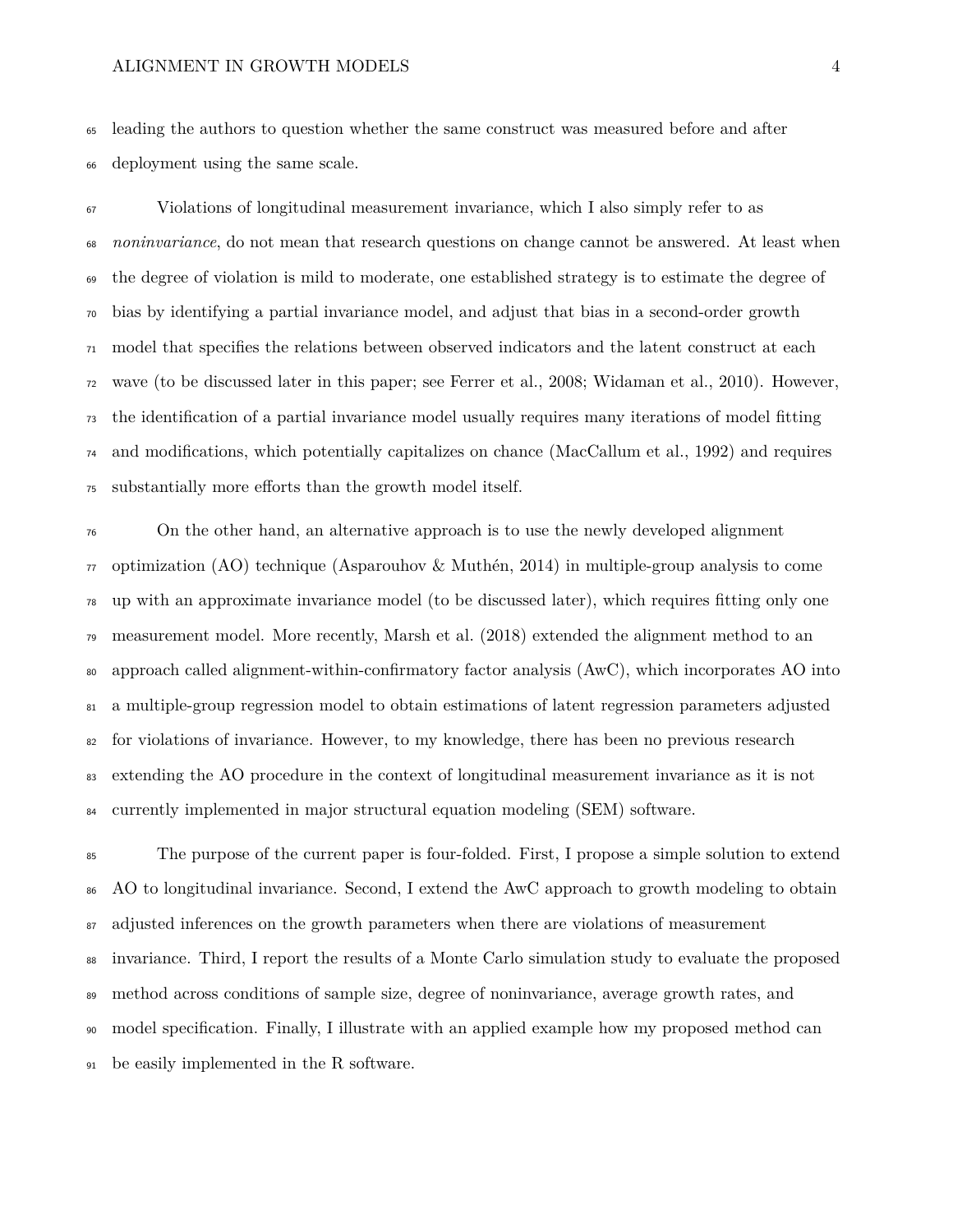leading the authors to question whether the same construct was measured before and after deployment using the same scale.

Violations of longitudinal measurement invariance, which I also simply refer to as *noninvariance*, do not mean that research questions on change cannot be answered. At least when the degree of violation is mild to moderate, one established strategy is to estimate the degree of bias by identifying a partial invariance model, and adjust that bias in a second-order growth model that specifies the relations between observed indicators and the latent construct at each wave (to be discussed later in this paper; see Ferrer et al., 2008; Widaman et al., 2010). However, the identification of a partial invariance model usually requires many iterations of model fitting and modifications, which potentially capitalizes on chance (MacCallum et al., 1992) and requires substantially more efforts than the growth model itself.

On the other hand, an alternative approach is to use the newly developed alignment optimization (AO) technique (Asparouhov & Muthén, 2014) in multiple-group analysis to come up with an approximate invariance model (to be discussed later), which requires fitting only one measurement model. More recently, Marsh et al. (2018) extended the alignment method to an approach called alignment-within-confirmatory factor analysis (AwC), which incorporates AO into a multiple-group regression model to obtain estimations of latent regression parameters adjusted for violations of invariance. However, to my knowledge, there has been no previous research extending the AO procedure in the context of longitudinal measurement invariance as it is not currently implemented in major structural equation modeling (SEM) software.

The purpose of the current paper is four-folded. First, I propose a simple solution to extend AO to longitudinal invariance. Second, I extend the AwC approach to growth modeling to obtain adjusted inferences on the growth parameters when there are violations of measurement invariance. Third, I report the results of a Monte Carlo simulation study to evaluate the proposed method across conditions of sample size, degree of noninvariance, average growth rates, and model specification. Finally, I illustrate with an applied example how my proposed method can be easily implemented in the R software.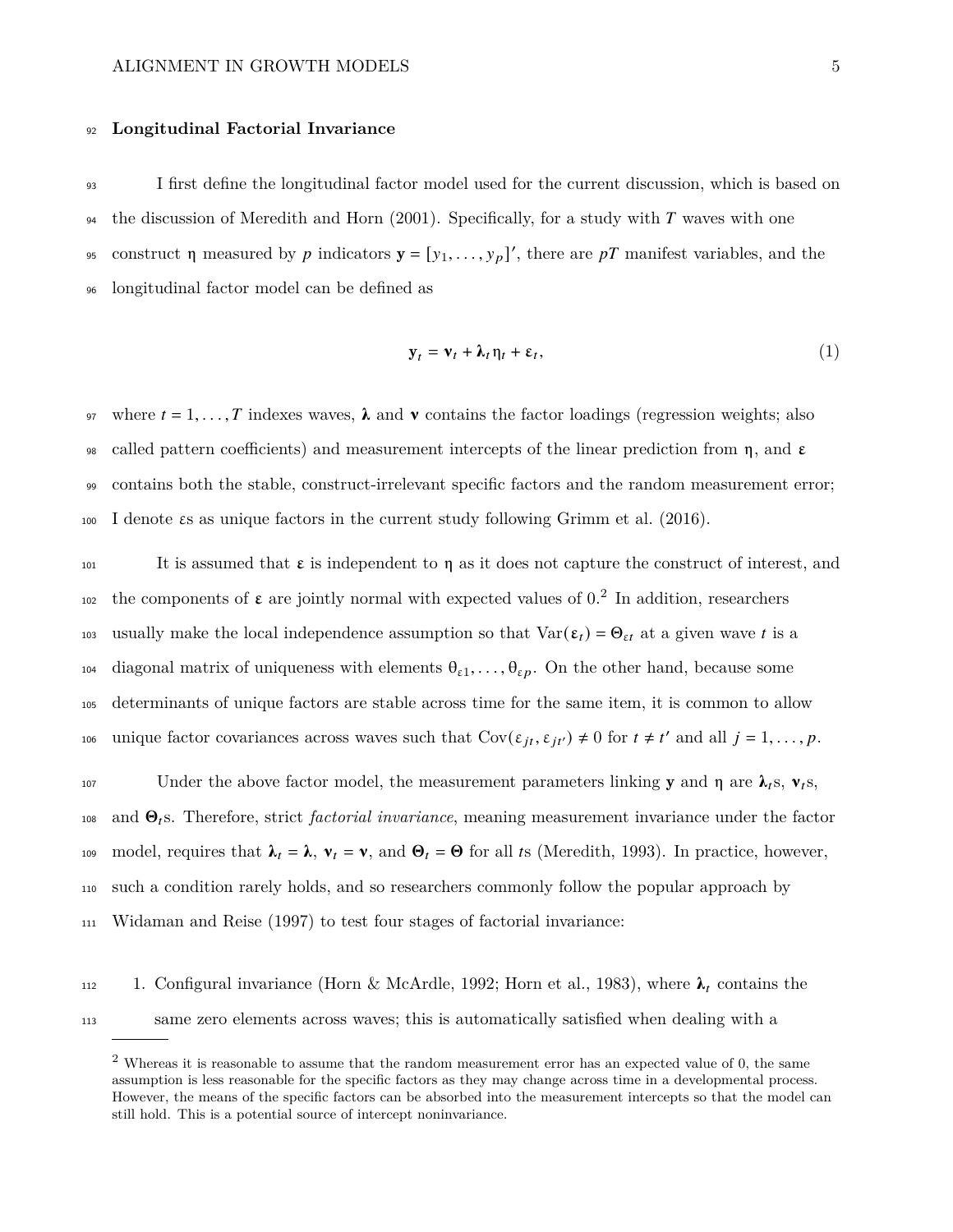### Longitudinal Factorial Invariance

I first define the longitudinal factor model used for the current discussion, which is based on the discussion of Meredith and Horn (2001). Specifically, for a study with $T$ waves with one construct $\eta$ measured by $p$ indicators $\mathbf{y} = [y_1, \ldots, y_p]'$, there are $pT$ manifest variables, and the longitudinal factor model can be defined as

$$\mathbf{y}_t = \boldsymbol{\nu}_t + \boldsymbol{\lambda}_t \eta_t + \boldsymbol{\varepsilon}_t, \tag{1}$$

where $t = 1, \ldots, T$ indexes waves, $\boldsymbol{\lambda}$ and $\boldsymbol{\nu}$ contains the factor loadings (regression weights; also called pattern coefficients) and measurement intercepts of the linear prediction from $\eta$, and $\boldsymbol{\varepsilon}$ contains both the stable, construct-irrelevant specific factors and the random measurement error; I denote $\varepsilon$s as unique factors in the current study following Grimm et al. (2016).

It is assumed that $\boldsymbol{\varepsilon}$ is independent to $\eta$ as it does not capture the construct of interest, and the components of $\boldsymbol{\varepsilon}$ are jointly normal with expected values of 0.[2] In addition, researchers usually make the local independence assumption so that $\text{Var}(\boldsymbol{\varepsilon}_t) = \boldsymbol{\Theta}_{\varepsilon t}$ at a given wave $t$ is a diagonal matrix of uniqueness with elements $\theta_{\varepsilon 1}, \ldots, \theta_{\varepsilon p}$. On the other hand, because some determinants of unique factors are stable across time for the same item, it is common to allow unique factor covariances across waves such that $\text{Cov}(\varepsilon_{jt}, \varepsilon_{jt'}) \neq 0$ for $t \neq t'$ and all $j = 1, \ldots, p$.

Under the above factor model, the measurement parameters linking $\mathbf{y}$ and $\eta$ are $\boldsymbol{\lambda}_t$s, $\boldsymbol{\nu}_t$s, and $\boldsymbol{\Theta}_t$s. Therefore, strict *factorial invariance*, meaning measurement invariance under the factor model, requires that $\boldsymbol{\lambda}_t = \boldsymbol{\lambda}$, $\boldsymbol{\nu}_t = \boldsymbol{\nu}$, and $\boldsymbol{\Theta}_t = \boldsymbol{\Theta}$ for all $t$s (Meredith, 1993). In practice, however, such a condition rarely holds, and so researchers commonly follow the popular approach by Widaman and Reise (1997) to test four stages of factorial invariance:

1. Configural invariance (Horn & McArdle, 1992; Horn et al., 1983), where $\boldsymbol{\lambda}_t$ contains the same zero elements across waves; this is automatically satisfied when dealing with a

[2] Whereas it is reasonable to assume that the random measurement error has an expected value of 0, the same assumption is less reasonable for the specific factors as they may change across time in a developmental process. However, the means of the specific factors can be absorbed into the measurement intercepts so that the model can still hold. This is a potential source of intercept noninvariance.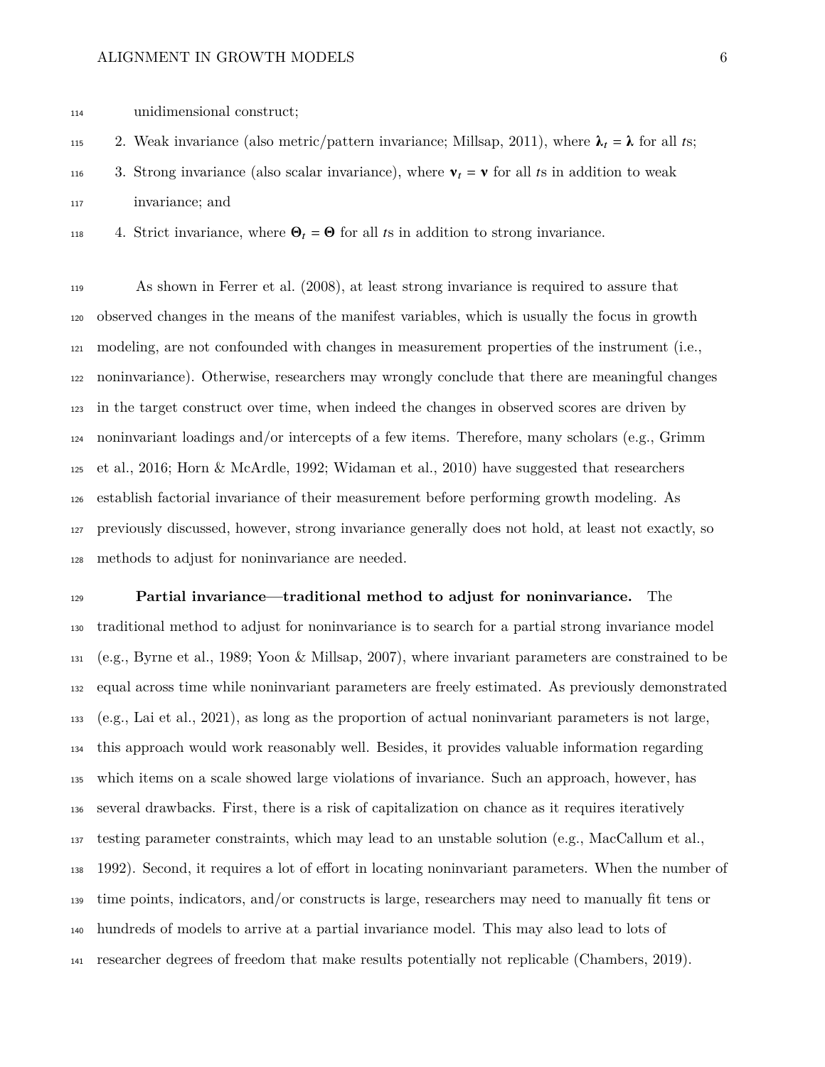unidimensional construct;

2. Weak invariance (also metric/pattern invariance; Millsap, 2011), where $\boldsymbol{\lambda}_t = \boldsymbol{\lambda}$ for all $t$s;
3. Strong invariance (also scalar invariance), where $\boldsymbol{\nu}_t = \boldsymbol{\nu}$ for all $t$s in addition to weak invariance; and
4. Strict invariance, where $\boldsymbol{\Theta}_t = \boldsymbol{\Theta}$ for all $t$s in addition to strong invariance.

As shown in Ferrer et al. (2008), at least strong invariance is required to assure that observed changes in the means of the manifest variables, which is usually the focus in growth modeling, are not confounded with changes in measurement properties of the instrument (i.e., noninvariance). Otherwise, researchers may wrongly conclude that there are meaningful changes in the target construct over time, when indeed the changes in observed scores are driven by noninvariant loadings and/or intercepts of a few items. Therefore, many scholars (e.g., Grimm et al., 2016; Horn & McArdle, 1992; Widaman et al., 2010) have suggested that researchers establish factorial invariance of their measurement before performing growth modeling. As previously discussed, however, strong invariance generally does not hold, at least not exactly, so methods to adjust for noninvariance are needed.

**Partial invariance—traditional method to adjust for noninvariance.** The traditional method to adjust for noninvariance is to search for a partial strong invariance model (e.g., Byrne et al., 1989; Yoon & Millsap, 2007), where invariant parameters are constrained to be equal across time while noninvariant parameters are freely estimated. As previously demonstrated (e.g., Lai et al., 2021), as long as the proportion of actual noninvariant parameters is not large, this approach would work reasonably well. Besides, it provides valuable information regarding which items on a scale showed large violations of invariance. Such an approach, however, has several drawbacks. First, there is a risk of capitalization on chance as it requires iteratively testing parameter constraints, which may lead to an unstable solution (e.g., MacCallum et al., 1992). Second, it requires a lot of effort in locating noninvariant parameters. When the number of time points, indicators, and/or constructs is large, researchers may need to manually fit tens or hundreds of models to arrive at a partial invariance model. This may also lead to lots of researcher degrees of freedom that make results potentially not replicable (Chambers, 2019).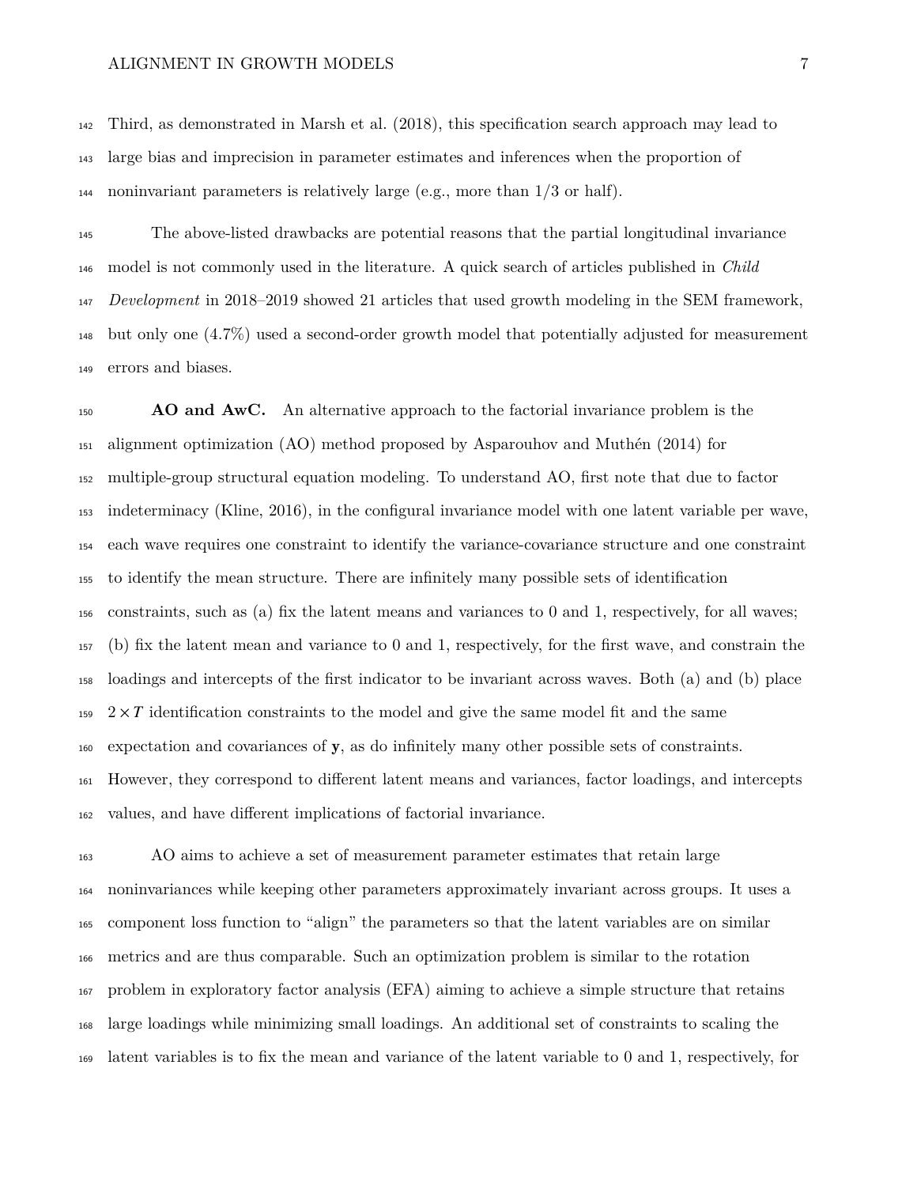Third, as demonstrated in Marsh et al. (2018), this specification search approach may lead to large bias and imprecision in parameter estimates and inferences when the proportion of noninvariant parameters is relatively large (e.g., more than 1/3 or half).

The above-listed drawbacks are potential reasons that the partial longitudinal invariance model is not commonly used in the literature. A quick search of articles published in *Child Development* in 2018–2019 showed 21 articles that used growth modeling in the SEM framework, but only one (4.7%) used a second-order growth model that potentially adjusted for measurement errors and biases.

**AO and AwC.** An alternative approach to the factorial invariance problem is the alignment optimization (AO) method proposed by Asparouhov and Muthén (2014) for multiple-group structural equation modeling. To understand AO, first note that due to factor indeterminacy (Kline, 2016), in the configural invariance model with one latent variable per wave, each wave requires one constraint to identify the variance-covariance structure and one constraint to identify the mean structure. There are infinitely many possible sets of identification constraints, such as (a) fix the latent means and variances to 0 and 1, respectively, for all waves; (b) fix the latent mean and variance to 0 and 1, respectively, for the first wave, and constrain the loadings and intercepts of the first indicator to be invariant across waves. Both (a) and (b) place $2 \times T$ identification constraints to the model and give the same model fit and the same expectation and covariances of $\mathbf{y}$, as do infinitely many other possible sets of constraints. However, they correspond to different latent means and variances, factor loadings, and intercepts values, and have different implications of factorial invariance.

AO aims to achieve a set of measurement parameter estimates that retain large noninvariances while keeping other parameters approximately invariant across groups. It uses a component loss function to "align" the parameters so that the latent variables are on similar metrics and are thus comparable. Such an optimization problem is similar to the rotation problem in exploratory factor analysis (EFA) aiming to achieve a simple structure that retains large loadings while minimizing small loadings. An additional set of constraints to scaling the latent variables is to fix the mean and variance of the latent variable to 0 and 1, respectively, for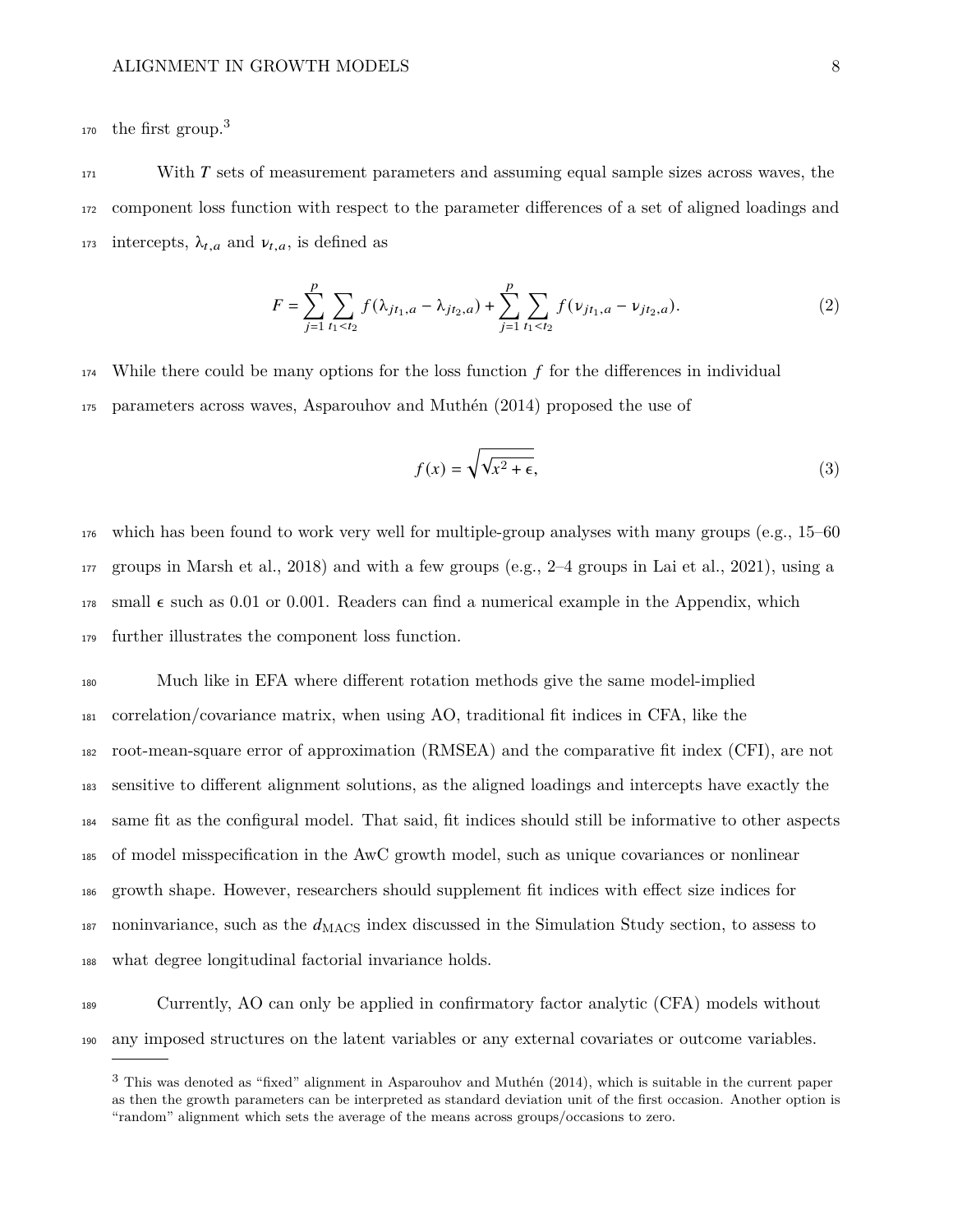the first group.[3]

With $T$ sets of measurement parameters and assuming equal sample sizes across waves, the component loss function with respect to the parameter differences of a set of aligned loadings and intercepts, $\lambda_{t,a}$ and $\nu_{t,a}$, is defined as

$$F = \sum_{j=1}^{p} \sum_{t_1 < t_2} f(\lambda_{jt_1,a} - \lambda_{jt_2,a}) + \sum_{j=1}^{p} \sum_{t_1 < t_2} f(\nu_{jt_1,a} - \nu_{jt_2,a}). \tag{2}$$

While there could be many options for the loss function $f$ for the differences in individual parameters across waves, Asparouhov and Muthén (2014) proposed the use of

$$f(x) = \sqrt{\sqrt{x^2 + \epsilon}}, \tag{3}$$

which has been found to work very well for multiple-group analyses with many groups (e.g., 15–60 groups in Marsh et al., 2018) and with a few groups (e.g., 2–4 groups in Lai et al., 2021), using a small $\epsilon$ such as 0.01 or 0.001. Readers can find a numerical example in the Appendix, which further illustrates the component loss function.

Much like in EFA where different rotation methods give the same model-implied correlation/covariance matrix, when using AO, traditional fit indices in CFA, like the root-mean-square error of approximation (RMSEA) and the comparative fit index (CFI), are not sensitive to different alignment solutions, as the aligned loadings and intercepts have exactly the same fit as the configural model. That said, fit indices should still be informative to other aspects of model misspecification in the AwC growth model, such as unique covariances or nonlinear growth shape. However, researchers should supplement fit indices with effect size indices for noninvariance, such as the $d_{\text{MACS}}$ index discussed in the Simulation Study section, to assess to what degree longitudinal factorial invariance holds.

Currently, AO can only be applied in confirmatory factor analytic (CFA) models without any imposed structures on the latent variables or any external covariates or outcome variables.

[3] This was denoted as "fixed" alignment in Asparouhov and Muthén (2014), which is suitable in the current paper as then the growth parameters can be interpreted as standard deviation unit of the first occasion. Another option is "random" alignment which sets the average of the means across groups/occasions to zero.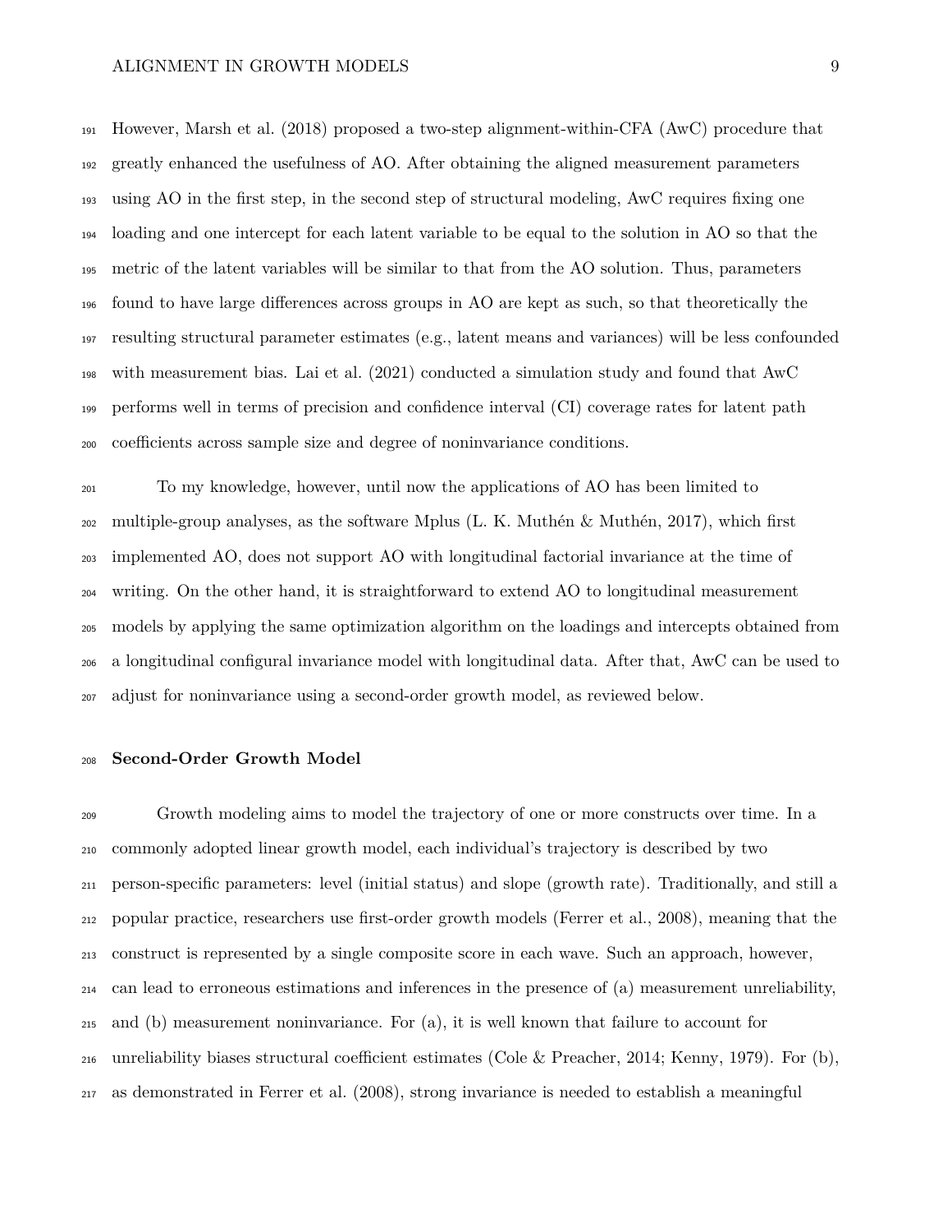However, Marsh et al. (2018) proposed a two-step alignment-within-CFA (AwC) procedure that greatly enhanced the usefulness of AO. After obtaining the aligned measurement parameters using AO in the first step, in the second step of structural modeling, AwC requires fixing one loading and one intercept for each latent variable to be equal to the solution in AO so that the metric of the latent variables will be similar to that from the AO solution. Thus, parameters found to have large differences across groups in AO are kept as such, so that theoretically the resulting structural parameter estimates (e.g., latent means and variances) will be less confounded with measurement bias. Lai et al. (2021) conducted a simulation study and found that AwC performs well in terms of precision and confidence interval (CI) coverage rates for latent path coefficients across sample size and degree of noninvariance conditions.

To my knowledge, however, until now the applications of AO has been limited to multiple-group analyses, as the software Mplus (L. K. Muthén & Muthén, 2017), which first implemented AO, does not support AO with longitudinal factorial invariance at the time of writing. On the other hand, it is straightforward to extend AO to longitudinal measurement models by applying the same optimization algorithm on the loadings and intercepts obtained from a longitudinal configural invariance model with longitudinal data. After that, AwC can be used to adjust for noninvariance using a second-order growth model, as reviewed below.

## Second-Order Growth Model

Growth modeling aims to model the trajectory of one or more constructs over time. In a commonly adopted linear growth model, each individual's trajectory is described by two person-specific parameters: level (initial status) and slope (growth rate). Traditionally, and still a popular practice, researchers use first-order growth models (Ferrer et al., 2008), meaning that the construct is represented by a single composite score in each wave. Such an approach, however, can lead to erroneous estimations and inferences in the presence of (a) measurement unreliability, and (b) measurement noninvariance. For (a), it is well known that failure to account for unreliability biases structural coefficient estimates (Cole & Preacher, 2014; Kenny, 1979). For (b), as demonstrated in Ferrer et al. (2008), strong invariance is needed to establish a meaningful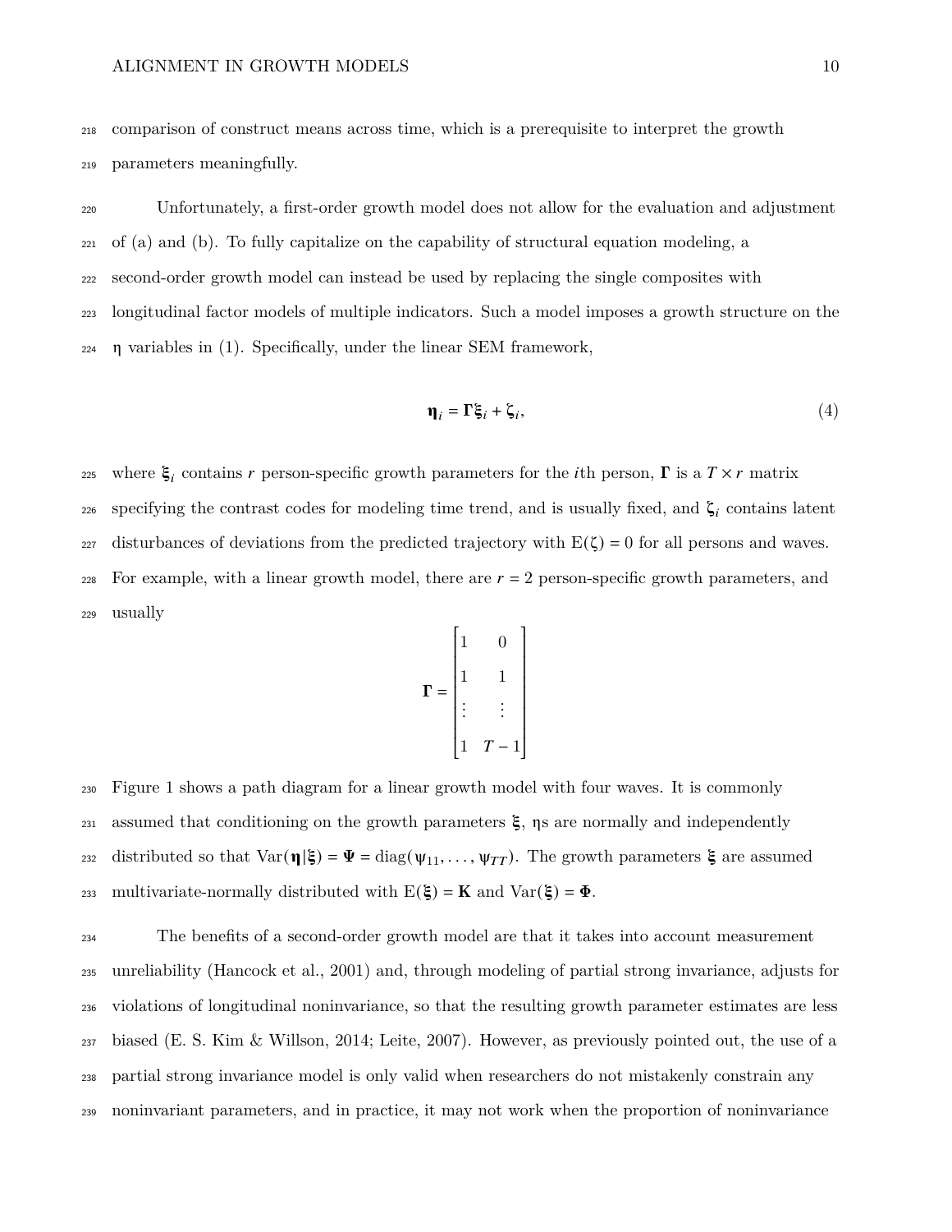comparison of construct means across time, which is a prerequisite to interpret the growth parameters meaningfully.

Unfortunately, a first-order growth model does not allow for the evaluation and adjustment of (a) and (b). To fully capitalize on the capability of structural equation modeling, a second-order growth model can instead be used by replacing the single composites with longitudinal factor models of multiple indicators. Such a model imposes a growth structure on the $\boldsymbol{\eta}$ variables in (1). Specifically, under the linear SEM framework,

$$\boldsymbol{\eta}_i = \boldsymbol{\Gamma}\boldsymbol{\xi}_i + \boldsymbol{\zeta}_i, \tag{4}$$

where $\boldsymbol{\xi}_i$ contains $r$ person-specific growth parameters for the $i$th person, $\boldsymbol{\Gamma}$ is a $T \times r$ matrix specifying the contrast codes for modeling time trend, and is usually fixed, and $\boldsymbol{\zeta}_i$ contains latent disturbances of deviations from the predicted trajectory with $\mathrm{E}(\zeta) = 0$ for all persons and waves. For example, with a linear growth model, there are $r = 2$ person-specific growth parameters, and usually

$$\boldsymbol{\Gamma} = \begin{bmatrix} 1 & 0 \\ 1 & 1 \\ \vdots & \vdots \\ 1 & T-1 \end{bmatrix}$$

Figure 1 shows a path diagram for a linear growth model with four waves. It is commonly assumed that conditioning on the growth parameters $\boldsymbol{\xi}$, $\eta$s are normally and independently distributed so that $\mathrm{Var}(\boldsymbol{\eta}|\boldsymbol{\xi}) = \boldsymbol{\Psi} = \mathrm{diag}(\psi_{11}, \ldots, \psi_{TT})$. The growth parameters $\boldsymbol{\xi}$ are assumed multivariate-normally distributed with $\mathrm{E}(\boldsymbol{\xi}) = \mathbf{K}$ and $\mathrm{Var}(\boldsymbol{\xi}) = \boldsymbol{\Phi}$.

The benefits of a second-order growth model are that it takes into account measurement unreliability (Hancock et al., 2001) and, through modeling of partial strong invariance, adjusts for violations of longitudinal noninvariance, so that the resulting growth parameter estimates are less biased (E. S. Kim & Willson, 2014; Leite, 2007). However, as previously pointed out, the use of a partial strong invariance model is only valid when researchers do not mistakenly constrain any noninvariant parameters, and in practice, it may not work when the proportion of noninvariance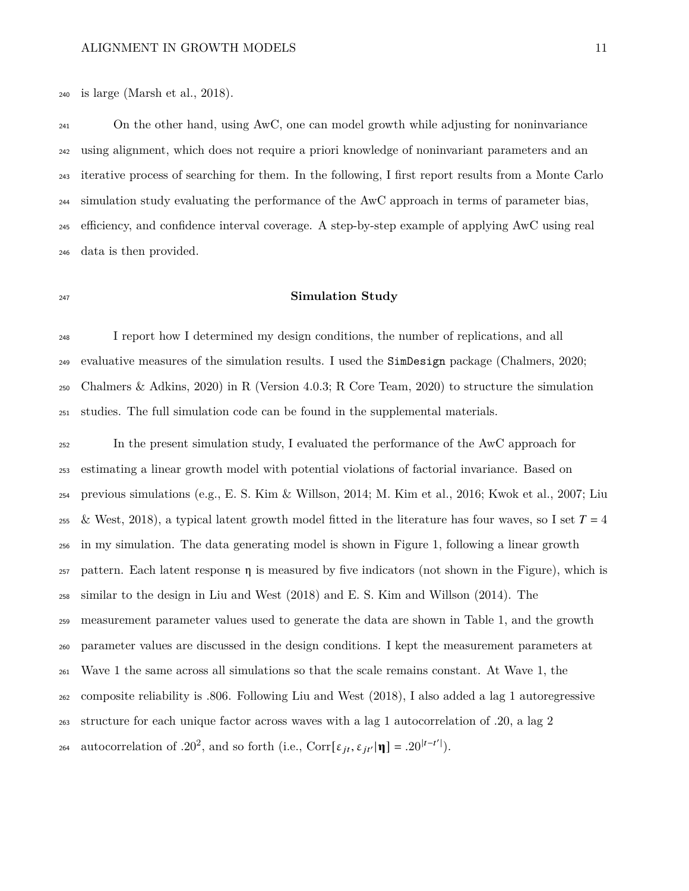is large (Marsh et al., 2018).

On the other hand, using AwC, one can model growth while adjusting for noninvariance using alignment, which does not require a priori knowledge of noninvariant parameters and an iterative process of searching for them. In the following, I first report results from a Monte Carlo simulation study evaluating the performance of the AwC approach in terms of parameter bias, efficiency, and confidence interval coverage. A step-by-step example of applying AwC using real data is then provided.

## Simulation Study

I report how I determined my design conditions, the number of replications, and all evaluative measures of the simulation results. I used the `SimDesign` package (Chalmers, 2020; Chalmers & Adkins, 2020) in R (Version 4.0.3; R Core Team, 2020) to structure the simulation studies. The full simulation code can be found in the supplemental materials.

In the present simulation study, I evaluated the performance of the AwC approach for estimating a linear growth model with potential violations of factorial invariance. Based on previous simulations (e.g., E. S. Kim & Willson, 2014; M. Kim et al., 2016; Kwok et al., 2007; Liu & West, 2018), a typical latent growth model fitted in the literature has four waves, so I set $T = 4$ in my simulation. The data generating model is shown in Figure 1, following a linear growth pattern. Each latent response $\eta$ is measured by five indicators (not shown in the Figure), which is similar to the design in Liu and West (2018) and E. S. Kim and Willson (2014). The measurement parameter values used to generate the data are shown in Table 1, and the growth parameter values are discussed in the design conditions. I kept the measurement parameters at Wave 1 the same across all simulations so that the scale remains constant. At Wave 1, the composite reliability is .806. Following Liu and West (2018), I also added a lag 1 autoregressive structure for each unique factor across waves with a lag 1 autocorrelation of .20, a lag 2 autocorrelation of $.20^2$, and so forth (i.e., $\text{Corr}[\varepsilon_{jt}, \varepsilon_{jt'} | \boldsymbol{\eta}] = .20^{|t-t'|}$).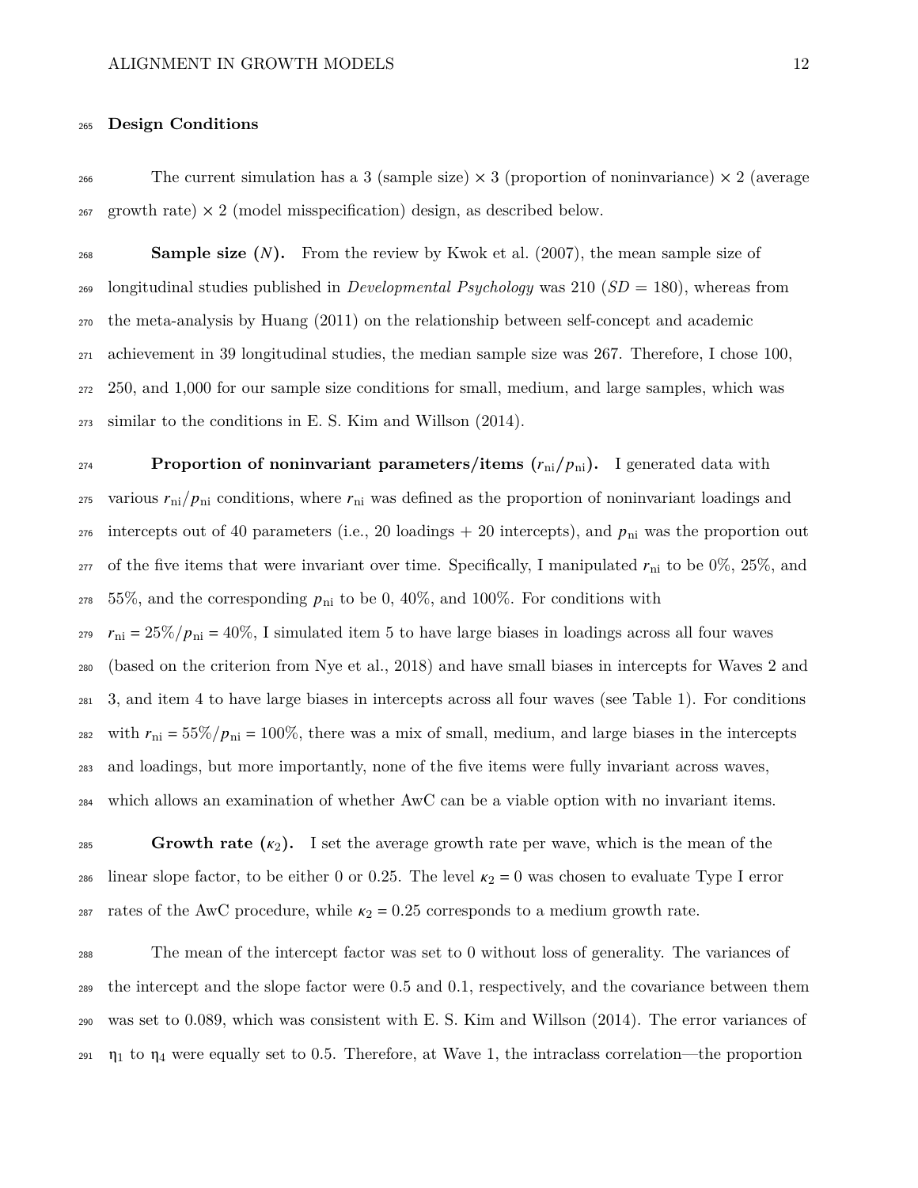## Design Conditions

The current simulation has a 3 (sample size) × 3 (proportion of noninvariance) × 2 (average growth rate) × 2 (model misspecification) design, as described below.

**Sample size ($N$).** From the review by Kwok et al. (2007), the mean sample size of longitudinal studies published in *Developmental Psychology* was 210 ($SD$ = 180), whereas from the meta-analysis by Huang (2011) on the relationship between self-concept and academic achievement in 39 longitudinal studies, the median sample size was 267. Therefore, I chose 100, 250, and 1,000 for our sample size conditions for small, medium, and large samples, which was similar to the conditions in E. S. Kim and Willson (2014).

**Proportion of noninvariant parameters/items ($r_{\text{ni}}/p_{\text{ni}}$).** I generated data with various $r_{\text{ni}}/p_{\text{ni}}$ conditions, where $r_{\text{ni}}$ was defined as the proportion of noninvariant loadings and intercepts out of 40 parameters (i.e., 20 loadings + 20 intercepts), and $p_{\text{ni}}$ was the proportion out of the five items that were invariant over time. Specifically, I manipulated $r_{\text{ni}}$ to be 0%, 25%, and 55%, and the corresponding $p_{\text{ni}}$ to be 0, 40%, and 100%. For conditions with $r_{\text{ni}} = 25\%/p_{\text{ni}} = 40\%$, I simulated item 5 to have large biases in loadings across all four waves (based on the criterion from Nye et al., 2018) and have small biases in intercepts for Waves 2 and 3, and item 4 to have large biases in intercepts across all four waves (see Table 1). For conditions with $r_{\text{ni}} = 55\%/p_{\text{ni}} = 100\%$, there was a mix of small, medium, and large biases in the intercepts and loadings, but more importantly, none of the five items were fully invariant across waves, which allows an examination of whether AwC can be a viable option with no invariant items.

**Growth rate ($\kappa_2$).** I set the average growth rate per wave, which is the mean of the linear slope factor, to be either 0 or 0.25. The level $\kappa_2 = 0$ was chosen to evaluate Type I error rates of the AwC procedure, while $\kappa_2 = 0.25$ corresponds to a medium growth rate.

The mean of the intercept factor was set to 0 without loss of generality. The variances of the intercept and the slope factor were 0.5 and 0.1, respectively, and the covariance between them was set to 0.089, which was consistent with E. S. Kim and Willson (2014). The error variances of $\eta_1$ to $\eta_4$ were equally set to 0.5. Therefore, at Wave 1, the intraclass correlation—the proportion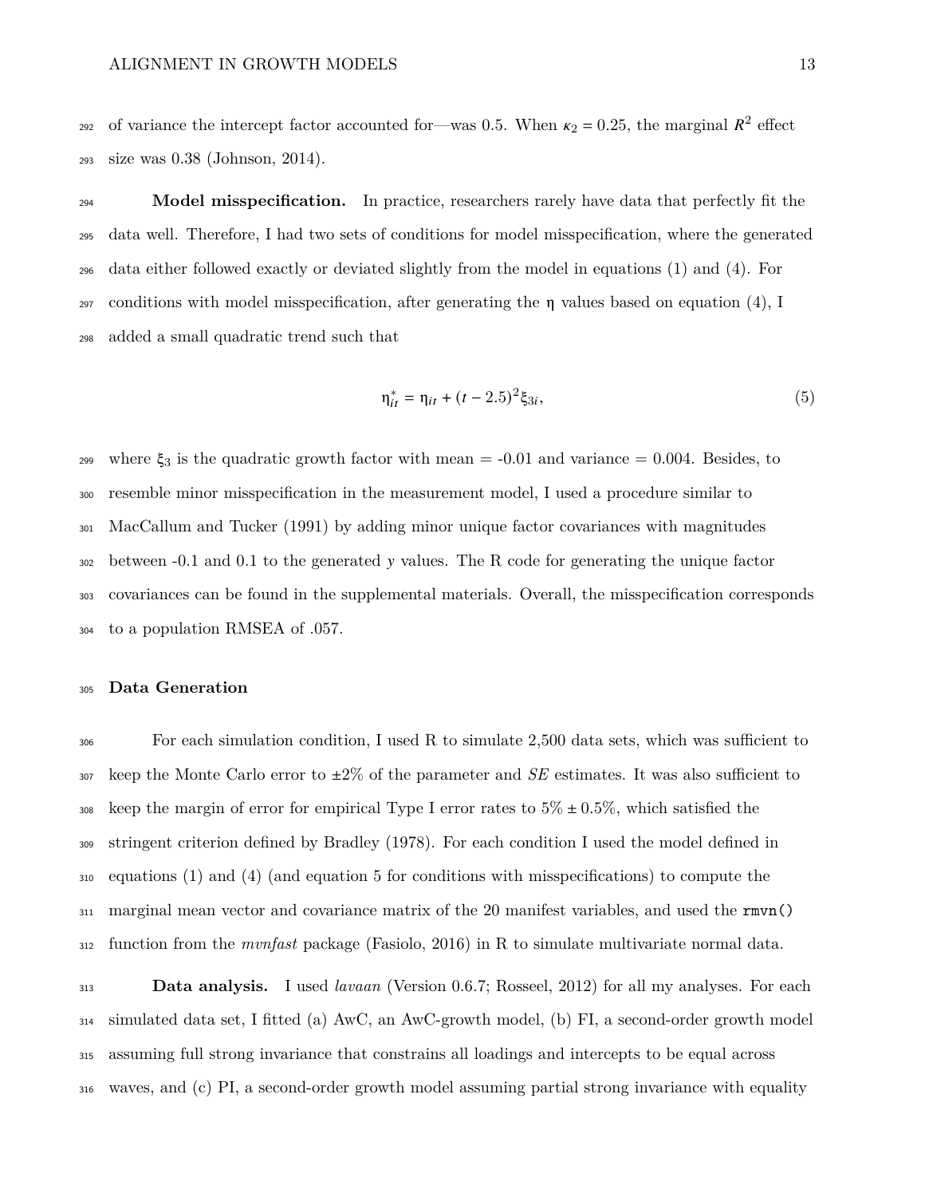of variance the intercept factor accounted for—was 0.5. When $\kappa_2 = 0.25$, the marginal $R^2$ effect size was 0.38 (Johnson, 2014).

**Model misspecification.** In practice, researchers rarely have data that perfectly fit the data well. Therefore, I had two sets of conditions for model misspecification, where the generated data either followed exactly or deviated slightly from the model in equations (1) and (4). For conditions with model misspecification, after generating the $\eta$ values based on equation (4), I added a small quadratic trend such that

$$\eta^*_{it} = \eta_{it} + (t - 2.5)^2 \xi_{3i}, \tag{5}$$

where $\xi_3$ is the quadratic growth factor with mean = -0.01 and variance = 0.004. Besides, to resemble minor misspecification in the measurement model, I used a procedure similar to MacCallum and Tucker (1991) by adding minor unique factor covariances with magnitudes between -0.1 and 0.1 to the generated $y$ values. The R code for generating the unique factor covariances can be found in the supplemental materials. Overall, the misspecification corresponds to a population RMSEA of .057.

## Data Generation

For each simulation condition, I used R to simulate 2,500 data sets, which was sufficient to keep the Monte Carlo error to ±2% of the parameter and *SE* estimates. It was also sufficient to keep the margin of error for empirical Type I error rates to 5% ± 0.5%, which satisfied the stringent criterion defined by Bradley (1978). For each condition I used the model defined in equations (1) and (4) (and equation 5 for conditions with misspecifications) to compute the marginal mean vector and covariance matrix of the 20 manifest variables, and used the `rmvn()` function from the *mvnfast* package (Fasiolo, 2016) in R to simulate multivariate normal data.

**Data analysis.** I used *lavaan* (Version 0.6.7; Rosseel, 2012) for all my analyses. For each simulated data set, I fitted (a) AwC, an AwC-growth model, (b) FI, a second-order growth model assuming full strong invariance that constrains all loadings and intercepts to be equal across waves, and (c) PI, a second-order growth model assuming partial strong invariance with equality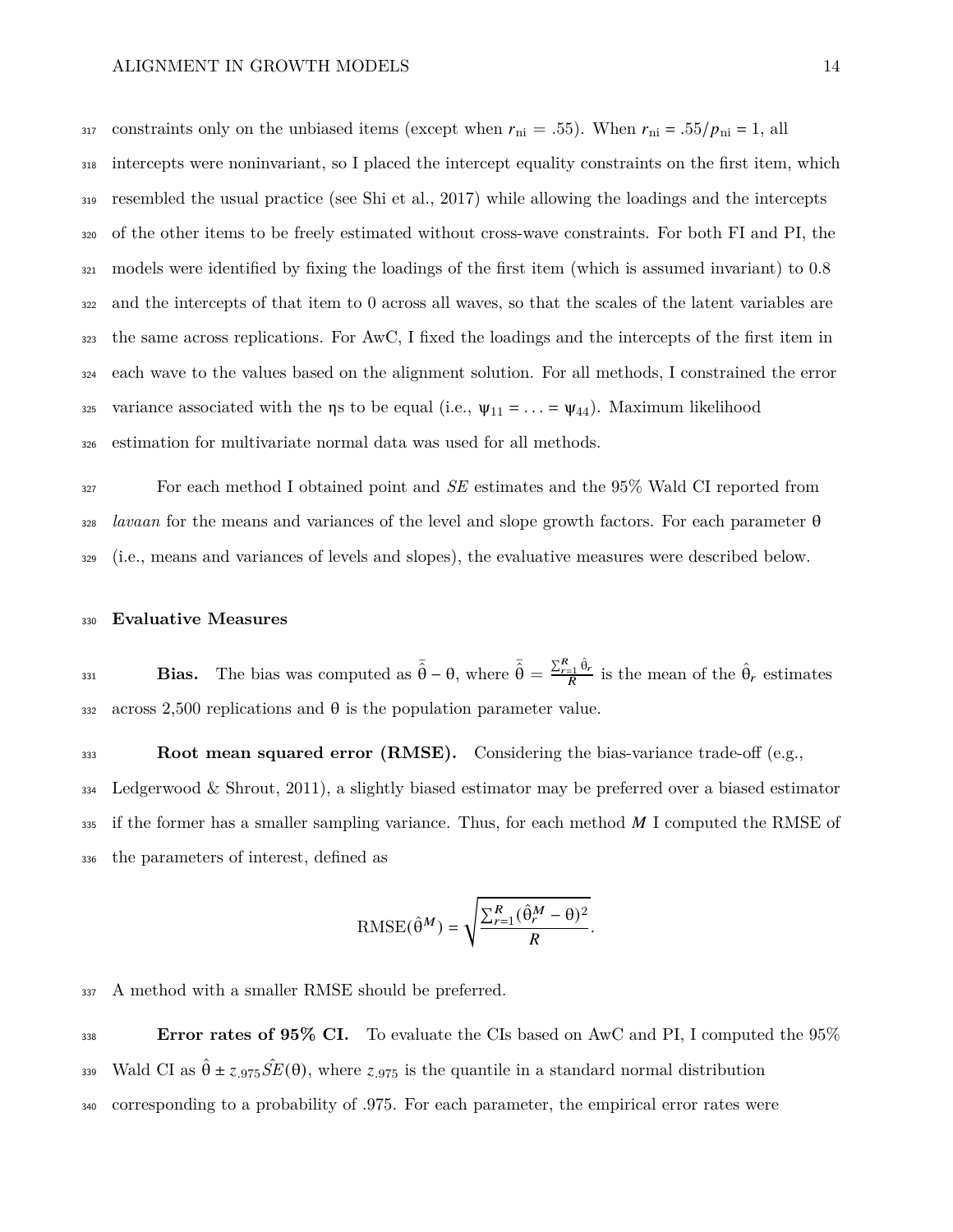constraints only on the unbiased items (except when $r_{\text{ni}}$ = .55). When $r_{\text{ni}}$ = .55/$p_{\text{ni}}$ = 1, all intercepts were noninvariant, so I placed the intercept equality constraints on the first item, which resembled the usual practice (see Shi et al., 2017) while allowing the loadings and the intercepts of the other items to be freely estimated without cross-wave constraints. For both FI and PI, the models were identified by fixing the loadings of the first item (which is assumed invariant) to 0.8 and the intercepts of that item to 0 across all waves, so that the scales of the latent variables are the same across replications. For AwC, I fixed the loadings and the intercepts of the first item in each wave to the values based on the alignment solution. For all methods, I constrained the error variance associated with the ηs to be equal (i.e., $\psi_{11} = \ldots = \psi_{44}$). Maximum likelihood estimation for multivariate normal data was used for all methods.

For each method I obtained point and *SE* estimates and the 95% Wald CI reported from *lavaan* for the means and variances of the level and slope growth factors. For each parameter θ (i.e., means and variances of levels and slopes), the evaluative measures were described below.

## Evaluative Measures

**Bias.** The bias was computed as $\bar{\hat{\theta}} - \theta$, where $\bar{\hat{\theta}} = \frac{\sum_{r=1}^{R} \hat{\theta}_r}{R}$ is the mean of the $\hat{\theta}_r$ estimates across 2,500 replications and θ is the population parameter value.

**Root mean squared error (RMSE).** Considering the bias-variance trade-off (e.g., Ledgerwood & Shrout, 2011), a slightly biased estimator may be preferred over a biased estimator if the former has a smaller sampling variance. Thus, for each method $M$ I computed the RMSE of the parameters of interest, defined as

$$\text{RMSE}(\hat{\theta}^M) = \sqrt{\frac{\sum_{r=1}^{R}(\hat{\theta}_r^M - \theta)^2}{R}}.$$

A method with a smaller RMSE should be preferred.

**Error rates of 95% CI.** To evaluate the CIs based on AwC and PI, I computed the 95% Wald CI as $\hat{\theta} \pm z_{.975}\hat{SE}(\theta)$, where $z_{.975}$ is the quantile in a standard normal distribution corresponding to a probability of .975. For each parameter, the empirical error rates were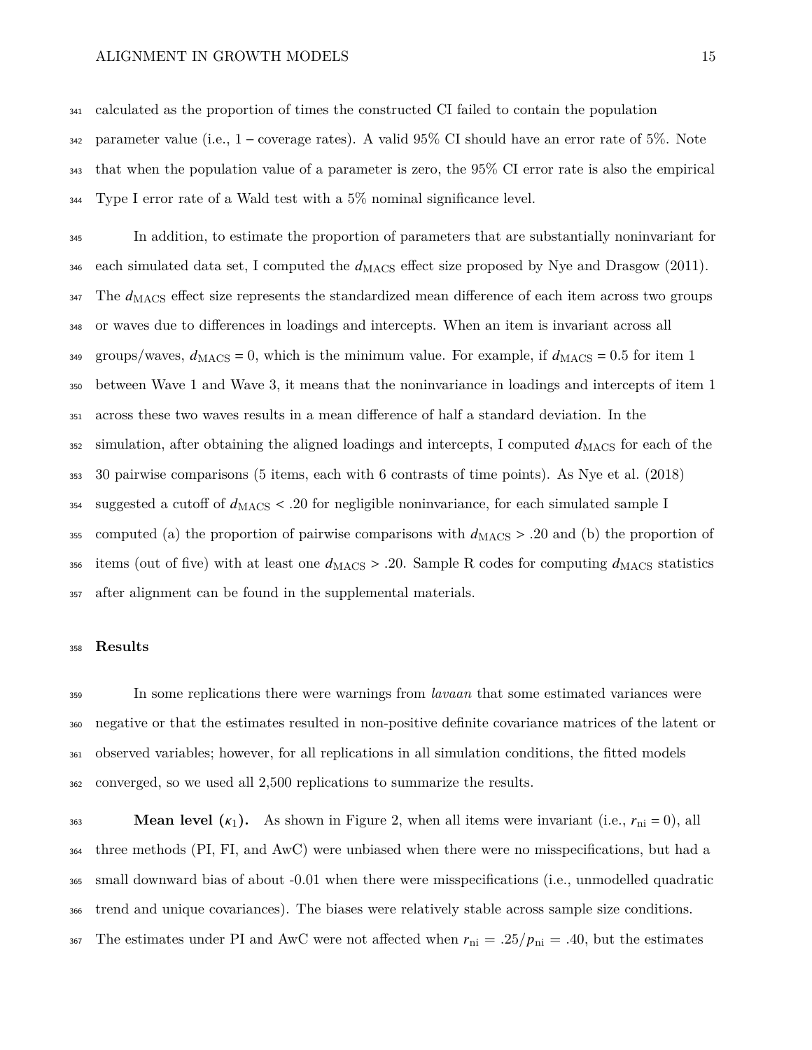calculated as the proportion of times the constructed CI failed to contain the population parameter value (i.e., 1 – coverage rates). A valid 95% CI should have an error rate of 5%. Note that when the population value of a parameter is zero, the 95% CI error rate is also the empirical Type I error rate of a Wald test with a 5% nominal significance level.

In addition, to estimate the proportion of parameters that are substantially noninvariant for each simulated data set, I computed the $d_{\text{MACS}}$ effect size proposed by Nye and Drasgow (2011). The $d_{\text{MACS}}$ effect size represents the standardized mean difference of each item across two groups or waves due to differences in loadings and intercepts. When an item is invariant across all groups/waves, $d_{\text{MACS}} = 0$, which is the minimum value. For example, if $d_{\text{MACS}} = 0.5$ for item 1 between Wave 1 and Wave 3, it means that the noninvariance in loadings and intercepts of item 1 across these two waves results in a mean difference of half a standard deviation. In the simulation, after obtaining the aligned loadings and intercepts, I computed $d_{\text{MACS}}$ for each of the 30 pairwise comparisons (5 items, each with 6 contrasts of time points). As Nye et al. (2018) suggested a cutoff of $d_{\text{MACS}} < .20$ for negligible noninvariance, for each simulated sample I computed (a) the proportion of pairwise comparisons with $d_{\text{MACS}} > .20$ and (b) the proportion of items (out of five) with at least one $d_{\text{MACS}} > .20$. Sample R codes for computing $d_{\text{MACS}}$ statistics after alignment can be found in the supplemental materials.

## Results

In some replications there were warnings from *lavaan* that some estimated variances were negative or that the estimates resulted in non-positive definite covariance matrices of the latent or observed variables; however, for all replications in all simulation conditions, the fitted models converged, so we used all 2,500 replications to summarize the results.

**Mean level ($\kappa_1$).** As shown in Figure 2, when all items were invariant (i.e., $r_{\text{ni}} = 0$), all three methods (PI, FI, and AwC) were unbiased when there were no misspecifications, but had a small downward bias of about -0.01 when there were misspecifications (i.e., unmodelled quadratic trend and unique covariances). The biases were relatively stable across sample size conditions. The estimates under PI and AwC were not affected when $r_{\text{ni}} = .25/p_{\text{ni}} = .40$, but the estimates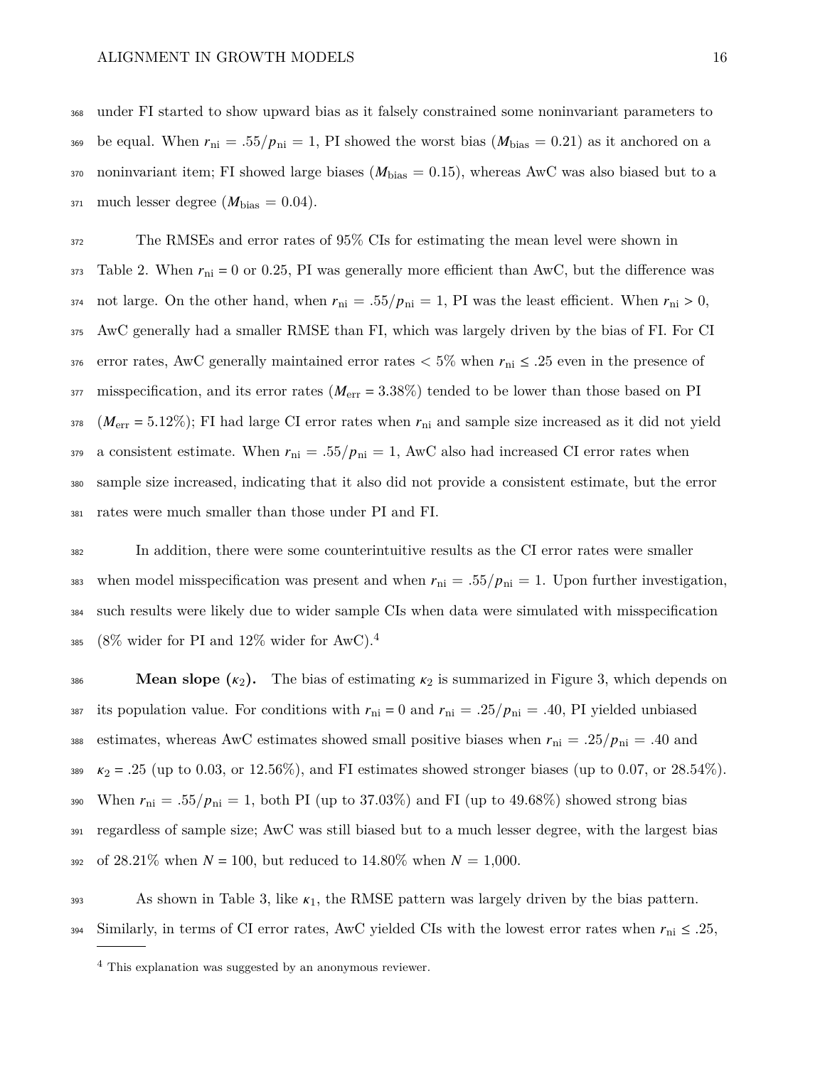under FI started to show upward bias as it falsely constrained some noninvariant parameters to be equal. When $r_{\text{ni}} = .55/p_{\text{ni}} = 1$, PI showed the worst bias ($M_{\text{bias}} = 0.21$) as it anchored on a noninvariant item; FI showed large biases ($M_{\text{bias}} = 0.15$), whereas AwC was also biased but to a much lesser degree ($M_{\text{bias}} = 0.04$).

The RMSEs and error rates of 95% CIs for estimating the mean level were shown in Table 2. When $r_{\text{ni}} = 0$ or 0.25, PI was generally more efficient than AwC, but the difference was not large. On the other hand, when $r_{\text{ni}} = .55/p_{\text{ni}} = 1$, PI was the least efficient. When $r_{\text{ni}} > 0$, AwC generally had a smaller RMSE than FI, which was largely driven by the bias of FI. For CI error rates, AwC generally maintained error rates $< 5\%$ when $r_{\text{ni}} \leq .25$ even in the presence of misspecification, and its error rates ($M_{\text{err}} = 3.38\%$) tended to be lower than those based on PI ($M_{\text{err}} = 5.12\%$); FI had large CI error rates when $r_{\text{ni}}$ and sample size increased as it did not yield a consistent estimate. When $r_{\text{ni}} = .55/p_{\text{ni}} = 1$, AwC also had increased CI error rates when sample size increased, indicating that it also did not provide a consistent estimate, but the error rates were much smaller than those under PI and FI.

In addition, there were some counterintuitive results as the CI error rates were smaller when model misspecification was present and when $r_{\text{ni}} = .55/p_{\text{ni}} = 1$. Upon further investigation, such results were likely due to wider sample CIs when data were simulated with misspecification (8% wider for PI and 12% wider for AwC).[4]

**Mean slope ($\kappa_2$).** The bias of estimating $\kappa_2$ is summarized in Figure 3, which depends on its population value. For conditions with $r_{\text{ni}} = 0$ and $r_{\text{ni}} = .25/p_{\text{ni}} = .40$, PI yielded unbiased estimates, whereas AwC estimates showed small positive biases when $r_{\text{ni}} = .25/p_{\text{ni}} = .40$ and $\kappa_2 = .25$ (up to 0.03, or 12.56%), and FI estimates showed stronger biases (up to 0.07, or 28.54%). When $r_{\text{ni}} = .55/p_{\text{ni}} = 1$, both PI (up to 37.03%) and FI (up to 49.68%) showed strong bias regardless of sample size; AwC was still biased but to a much lesser degree, with the largest bias of 28.21% when $N = 100$, but reduced to 14.80% when $N = 1{,}000$.

As shown in Table 3, like $\kappa_1$, the RMSE pattern was largely driven by the bias pattern. Similarly, in terms of CI error rates, AwC yielded CIs with the lowest error rates when $r_{\text{ni}} \leq .25$,

[4] This explanation was suggested by an anonymous reviewer.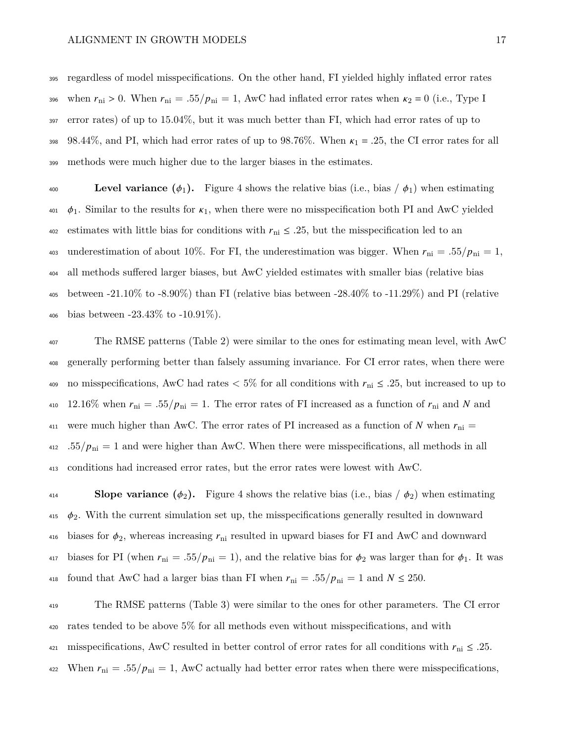regardless of model misspecifications. On the other hand, FI yielded highly inflated error rates when $r_{\text{ni}} > 0$. When $r_{\text{ni}} = .55/p_{\text{ni}} = 1$, AwC had inflated error rates when $\kappa_2 = 0$ (i.e., Type I error rates) of up to 15.04%, but it was much better than FI, which had error rates of up to 98.44%, and PI, which had error rates of up to 98.76%. When $\kappa_1 = .25$, the CI error rates for all methods were much higher due to the larger biases in the estimates.

**Level variance ($\phi_1$).** Figure 4 shows the relative bias (i.e., bias / $\phi_1$) when estimating $\phi_1$. Similar to the results for $\kappa_1$, when there were no misspecification both PI and AwC yielded estimates with little bias for conditions with $r_{\text{ni}} \leq .25$, but the misspecification led to an underestimation of about 10%. For FI, the underestimation was bigger. When $r_{\text{ni}} = .55/p_{\text{ni}} = 1$, all methods suffered larger biases, but AwC yielded estimates with smaller bias (relative bias between -21.10% to -8.90%) than FI (relative bias between -28.40% to -11.29%) and PI (relative bias between -23.43% to -10.91%).

The RMSE patterns (Table 2) were similar to the ones for estimating mean level, with AwC generally performing better than falsely assuming invariance. For CI error rates, when there were no misspecifications, AwC had rates < 5% for all conditions with $r_{\text{ni}} \leq .25$, but increased to up to 12.16% when $r_{\text{ni}} = .55/p_{\text{ni}} = 1$. The error rates of FI increased as a function of $r_{\text{ni}}$ and $N$ and were much higher than AwC. The error rates of PI increased as a function of $N$ when $r_{\text{ni}} = .55/p_{\text{ni}} = 1$ and were higher than AwC. When there were misspecifications, all methods in all conditions had increased error rates, but the error rates were lowest with AwC.

**Slope variance ($\phi_2$).** Figure 4 shows the relative bias (i.e., bias / $\phi_2$) when estimating $\phi_2$. With the current simulation set up, the misspecifications generally resulted in downward biases for $\phi_2$, whereas increasing $r_{\text{ni}}$ resulted in upward biases for FI and AwC and downward biases for PI (when $r_{\text{ni}} = .55/p_{\text{ni}} = 1$), and the relative bias for $\phi_2$ was larger than for $\phi_1$. It was found that AwC had a larger bias than FI when $r_{\text{ni}} = .55/p_{\text{ni}} = 1$ and $N \leq 250$.

The RMSE patterns (Table 3) were similar to the ones for other parameters. The CI error rates tended to be above 5% for all methods even without misspecifications, and with misspecifications, AwC resulted in better control of error rates for all conditions with $r_{\text{ni}} \leq .25$. When $r_{\text{ni}} = .55/p_{\text{ni}} = 1$, AwC actually had better error rates when there were misspecifications,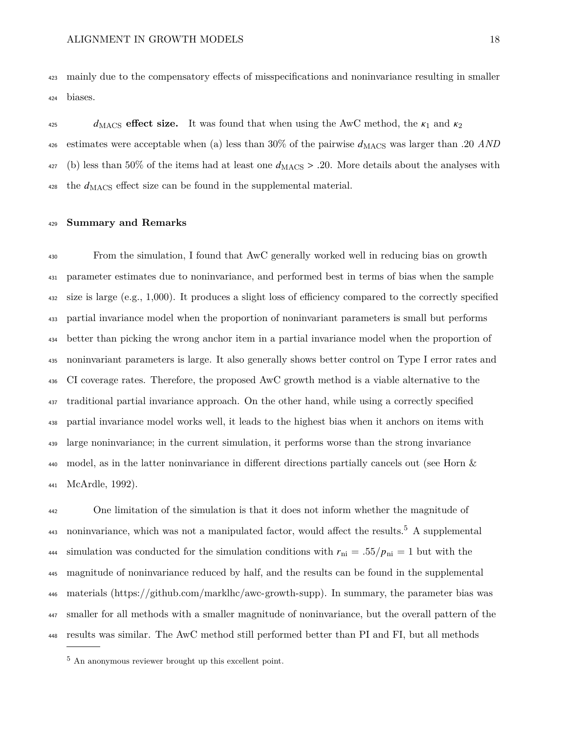mainly due to the compensatory effects of misspecifications and noninvariance resulting in smaller biases.

**$d_{\text{MACS}}$ effect size.** It was found that when using the AwC method, the $\kappa_1$ and $\kappa_2$ estimates were acceptable when (a) less than 30% of the pairwise $d_{\text{MACS}}$ was larger than .20 *AND* (b) less than 50% of the items had at least one $d_{\text{MACS}} > .20$. More details about the analyses with the $d_{\text{MACS}}$ effect size can be found in the supplemental material.

## Summary and Remarks

From the simulation, I found that AwC generally worked well in reducing bias on growth parameter estimates due to noninvariance, and performed best in terms of bias when the sample size is large (e.g., 1,000). It produces a slight loss of efficiency compared to the correctly specified partial invariance model when the proportion of noninvariant parameters is small but performs better than picking the wrong anchor item in a partial invariance model when the proportion of noninvariant parameters is large. It also generally shows better control on Type I error rates and CI coverage rates. Therefore, the proposed AwC growth method is a viable alternative to the traditional partial invariance approach. On the other hand, while using a correctly specified partial invariance model works well, it leads to the highest bias when it anchors on items with large noninvariance; in the current simulation, it performs worse than the strong invariance model, as in the latter noninvariance in different directions partially cancels out (see Horn & McArdle, 1992).

One limitation of the simulation is that it does not inform whether the magnitude of noninvariance, which was not a manipulated factor, would affect the results.[5] A supplemental simulation was conducted for the simulation conditions with $r_{\text{ni}} = .55/p_{\text{ni}} = 1$ but with the magnitude of noninvariance reduced by half, and the results can be found in the supplemental materials (https://github.com/marklhc/awc-growth-supp). In summary, the parameter bias was smaller for all methods with a smaller magnitude of noninvariance, but the overall pattern of the results was similar. The AwC method still performed better than PI and FI, but all methods

[5] An anonymous reviewer brought up this excellent point.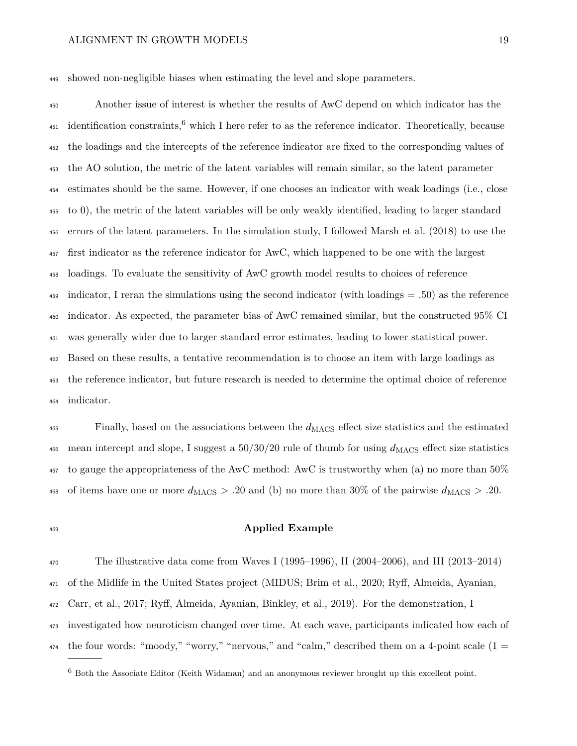showed non-negligible biases when estimating the level and slope parameters.

Another issue of interest is whether the results of AwC depend on which indicator has the identification constraints,[6] which I here refer to as the reference indicator. Theoretically, because the loadings and the intercepts of the reference indicator are fixed to the corresponding values of the AO solution, the metric of the latent variables will remain similar, so the latent parameter estimates should be the same. However, if one chooses an indicator with weak loadings (i.e., close to 0), the metric of the latent variables will be only weakly identified, leading to larger standard errors of the latent parameters. In the simulation study, I followed Marsh et al. (2018) to use the first indicator as the reference indicator for AwC, which happened to be one with the largest loadings. To evaluate the sensitivity of AwC growth model results to choices of reference indicator, I reran the simulations using the second indicator (with loadings = .50) as the reference indicator. As expected, the parameter bias of AwC remained similar, but the constructed 95% CI was generally wider due to larger standard error estimates, leading to lower statistical power. Based on these results, a tentative recommendation is to choose an item with large loadings as the reference indicator, but future research is needed to determine the optimal choice of reference indicator.

Finally, based on the associations between the $d_{\text{MACS}}$ effect size statistics and the estimated mean intercept and slope, I suggest a 50/30/20 rule of thumb for using $d_{\text{MACS}}$ effect size statistics to gauge the appropriateness of the AwC method: AwC is trustworthy when (a) no more than 50% of items have one or more $d_{\text{MACS}} > .20$ and (b) no more than 30% of the pairwise $d_{\text{MACS}} > .20$.

## Applied Example

The illustrative data come from Waves I (1995–1996), II (2004–2006), and III (2013–2014) of the Midlife in the United States project (MIDUS; Brim et al., 2020; Ryff, Almeida, Ayanian, Carr, et al., 2017; Ryff, Almeida, Ayanian, Binkley, et al., 2019). For the demonstration, I investigated how neuroticism changed over time. At each wave, participants indicated how each of the four words: "moody," "worry," "nervous," and "calm," described them on a 4-point scale (1 =

[6] Both the Associate Editor (Keith Widaman) and an anonymous reviewer brought up this excellent point.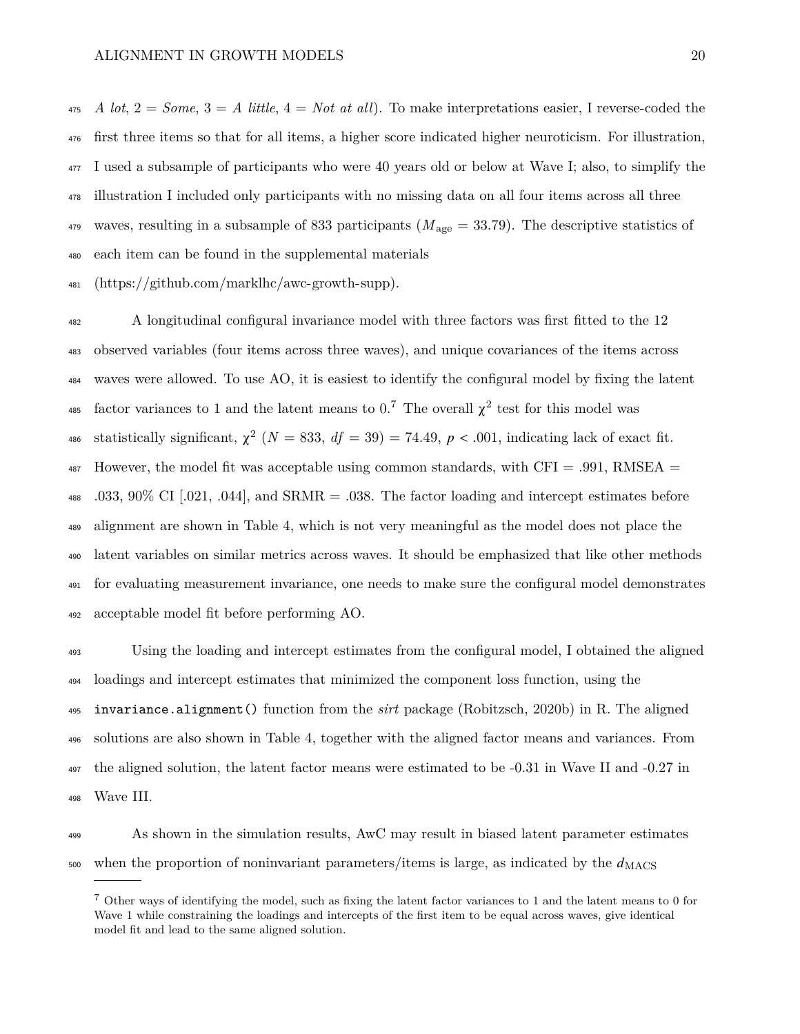*A lot*, 2 = *Some*, 3 = *A little*, 4 = *Not at all*). To make interpretations easier, I reverse-coded the first three items so that for all items, a higher score indicated higher neuroticism. For illustration, I used a subsample of participants who were 40 years old or below at Wave I; also, to simplify the illustration I included only participants with no missing data on all four items across all three waves, resulting in a subsample of 833 participants ($M_{\text{age}} = 33.79$). The descriptive statistics of each item can be found in the supplemental materials (https://github.com/marklhc/awc-growth-supp).

A longitudinal configural invariance model with three factors was first fitted to the 12 observed variables (four items across three waves), and unique covariances of the items across waves were allowed. To use AO, it is easiest to identify the configural model by fixing the latent factor variances to 1 and the latent means to 0.[7] The overall $\chi^2$ test for this model was statistically significant, $\chi^2$ ($N = 833$, $df = 39$) = 74.49, $p < .001$, indicating lack of exact fit. However, the model fit was acceptable using common standards, with CFI = .991, RMSEA = .033, 90% CI [.021, .044], and SRMR = .038. The factor loading and intercept estimates before alignment are shown in Table 4, which is not very meaningful as the model does not place the latent variables on similar metrics across waves. It should be emphasized that like other methods for evaluating measurement invariance, one needs to make sure the configural model demonstrates acceptable model fit before performing AO.

Using the loading and intercept estimates from the configural model, I obtained the aligned loadings and intercept estimates that minimized the component loss function, using the `invariance.alignment()` function from the *sirt* package (Robitzsch, 2020b) in R. The aligned solutions are also shown in Table 4, together with the aligned factor means and variances. From the aligned solution, the latent factor means were estimated to be -0.31 in Wave II and -0.27 in Wave III.

As shown in the simulation results, AwC may result in biased latent parameter estimates when the proportion of noninvariant parameters/items is large, as indicated by the $d_{\text{MACS}}$

[7] Other ways of identifying the model, such as fixing the latent factor variances to 1 and the latent means to 0 for Wave 1 while constraining the loadings and intercepts of the first item to be equal across waves, give identical model fit and lead to the same aligned solution.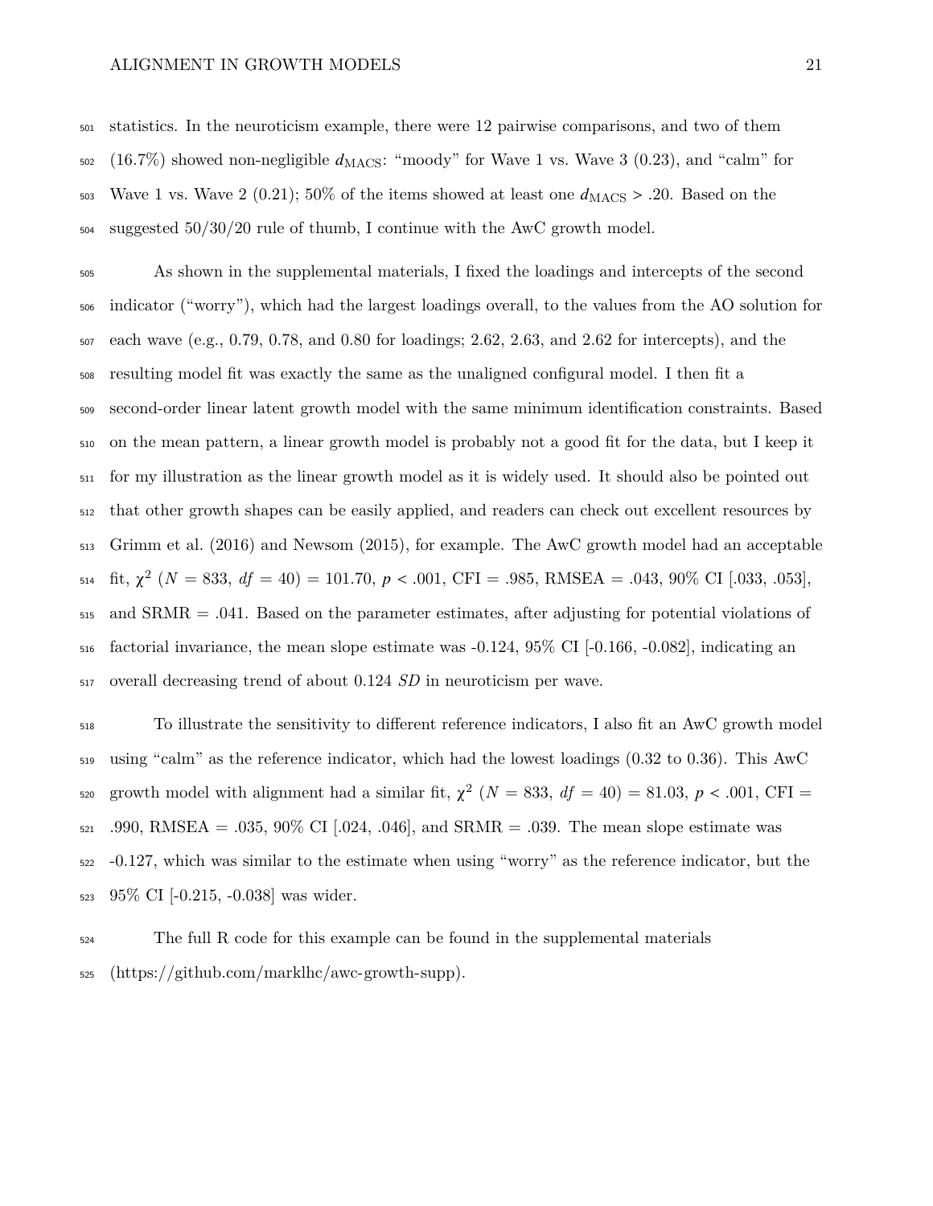statistics. In the neuroticism example, there were 12 pairwise comparisons, and two of them (16.7%) showed non-negligible $d_{\text{MACS}}$: "moody" for Wave 1 vs. Wave 3 (0.23), and "calm" for Wave 1 vs. Wave 2 (0.21); 50% of the items showed at least one $d_{\text{MACS}} > .20$. Based on the suggested 50/30/20 rule of thumb, I continue with the AwC growth model.

As shown in the supplemental materials, I fixed the loadings and intercepts of the second indicator ("worry"), which had the largest loadings overall, to the values from the AO solution for each wave (e.g., 0.79, 0.78, and 0.80 for loadings; 2.62, 2.63, and 2.62 for intercepts), and the resulting model fit was exactly the same as the unaligned configural model. I then fit a second-order linear latent growth model with the same minimum identification constraints. Based on the mean pattern, a linear growth model is probably not a good fit for the data, but I keep it for my illustration as the linear growth model as it is widely used. It should also be pointed out that other growth shapes can be easily applied, and readers can check out excellent resources by Grimm et al. (2016) and Newsom (2015), for example. The AwC growth model had an acceptable fit, $\chi^2$ ($N$ = 833, $df$ = 40) = 101.70, $p$ < .001, CFI = .985, RMSEA = .043, 90% CI [.033, .053], and SRMR = .041. Based on the parameter estimates, after adjusting for potential violations of factorial invariance, the mean slope estimate was -0.124, 95% CI [-0.166, -0.082], indicating an overall decreasing trend of about 0.124 *SD* in neuroticism per wave.

To illustrate the sensitivity to different reference indicators, I also fit an AwC growth model using "calm" as the reference indicator, which had the lowest loadings (0.32 to 0.36). This AwC growth model with alignment had a similar fit, $\chi^2$ ($N$ = 833, $df$ = 40) = 81.03, $p$ < .001, CFI = .990, RMSEA = .035, 90% CI [.024, .046], and SRMR = .039. The mean slope estimate was -0.127, which was similar to the estimate when using "worry" as the reference indicator, but the 95% CI [-0.215, -0.038] was wider.

The full R code for this example can be found in the supplemental materials (https://github.com/marklhc/awc-growth-supp).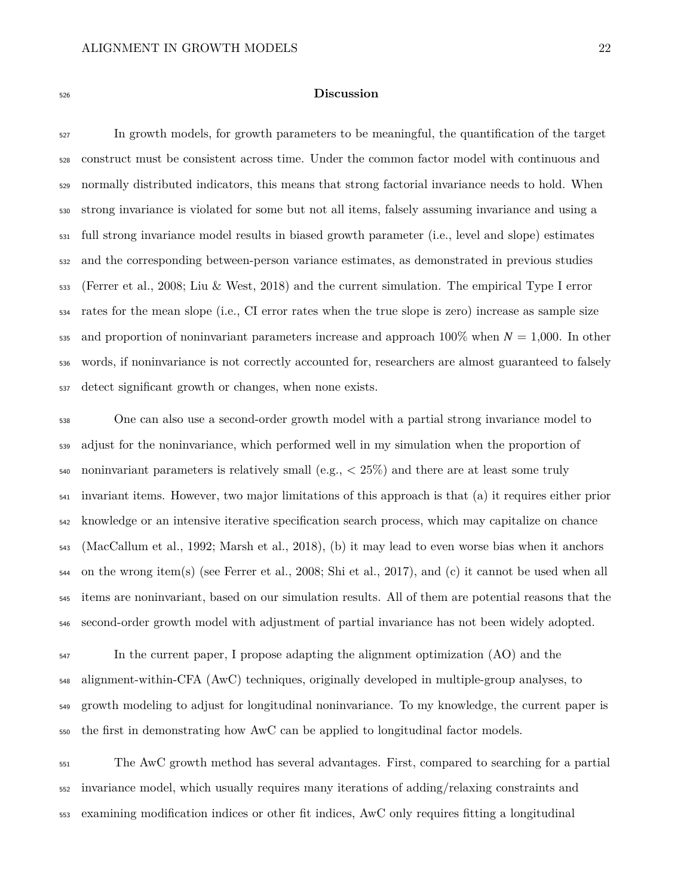## Discussion

In growth models, for growth parameters to be meaningful, the quantification of the target construct must be consistent across time. Under the common factor model with continuous and normally distributed indicators, this means that strong factorial invariance needs to hold. When strong invariance is violated for some but not all items, falsely assuming invariance and using a full strong invariance model results in biased growth parameter (i.e., level and slope) estimates and the corresponding between-person variance estimates, as demonstrated in previous studies (Ferrer et al., 2008; Liu & West, 2018) and the current simulation. The empirical Type I error rates for the mean slope (i.e., CI error rates when the true slope is zero) increase as sample size and proportion of noninvariant parameters increase and approach 100% when $N = 1{,}000$. In other words, if noninvariance is not correctly accounted for, researchers are almost guaranteed to falsely detect significant growth or changes, when none exists.

One can also use a second-order growth model with a partial strong invariance model to adjust for the noninvariance, which performed well in my simulation when the proportion of noninvariant parameters is relatively small (e.g., $< 25\%$) and there are at least some truly invariant items. However, two major limitations of this approach is that (a) it requires either prior knowledge or an intensive iterative specification search process, which may capitalize on chance (MacCallum et al., 1992; Marsh et al., 2018), (b) it may lead to even worse bias when it anchors on the wrong item(s) (see Ferrer et al., 2008; Shi et al., 2017), and (c) it cannot be used when all items are noninvariant, based on our simulation results. All of them are potential reasons that the second-order growth model with adjustment of partial invariance has not been widely adopted.

In the current paper, I propose adapting the alignment optimization (AO) and the alignment-within-CFA (AwC) techniques, originally developed in multiple-group analyses, to growth modeling to adjust for longitudinal noninvariance. To my knowledge, the current paper is the first in demonstrating how AwC can be applied to longitudinal factor models.

The AwC growth method has several advantages. First, compared to searching for a partial invariance model, which usually requires many iterations of adding/relaxing constraints and examining modification indices or other fit indices, AwC only requires fitting a longitudinal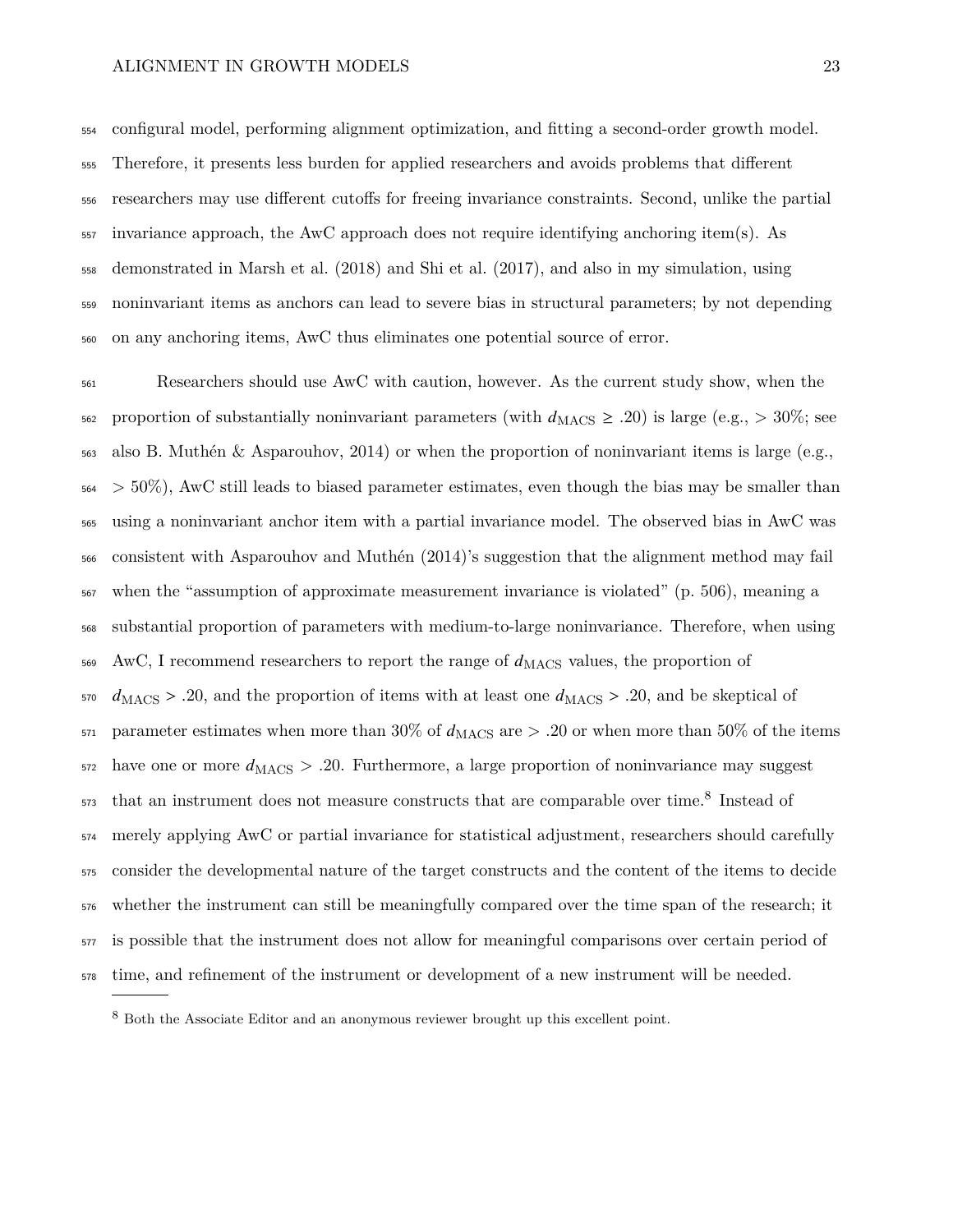configural model, performing alignment optimization, and fitting a second-order growth model. Therefore, it presents less burden for applied researchers and avoids problems that different researchers may use different cutoffs for freeing invariance constraints. Second, unlike the partial invariance approach, the AwC approach does not require identifying anchoring item(s). As demonstrated in Marsh et al. (2018) and Shi et al. (2017), and also in my simulation, using noninvariant items as anchors can lead to severe bias in structural parameters; by not depending on any anchoring items, AwC thus eliminates one potential source of error.

Researchers should use AwC with caution, however. As the current study show, when the proportion of substantially noninvariant parameters (with $d_{\text{MACS}} \geq .20$) is large (e.g., > 30%; see also B. Muthén & Asparouhov, 2014) or when the proportion of noninvariant items is large (e.g., > 50%), AwC still leads to biased parameter estimates, even though the bias may be smaller than using a noninvariant anchor item with a partial invariance model. The observed bias in AwC was consistent with Asparouhov and Muthén (2014)'s suggestion that the alignment method may fail when the "assumption of approximate measurement invariance is violated" (p. 506), meaning a substantial proportion of parameters with medium-to-large noninvariance. Therefore, when using AwC, I recommend researchers to report the range of $d_{\text{MACS}}$ values, the proportion of $d_{\text{MACS}} > .20$, and the proportion of items with at least one $d_{\text{MACS}} > .20$, and be skeptical of parameter estimates when more than 30% of $d_{\text{MACS}}$ are > .20 or when more than 50% of the items have one or more $d_{\text{MACS}} > .20$. Furthermore, a large proportion of noninvariance may suggest that an instrument does not measure constructs that are comparable over time.[8] Instead of merely applying AwC or partial invariance for statistical adjustment, researchers should carefully consider the developmental nature of the target constructs and the content of the items to decide whether the instrument can still be meaningfully compared over the time span of the research; it is possible that the instrument does not allow for meaningful comparisons over certain period of time, and refinement of the instrument or development of a new instrument will be needed.

[8] Both the Associate Editor and an anonymous reviewer brought up this excellent point.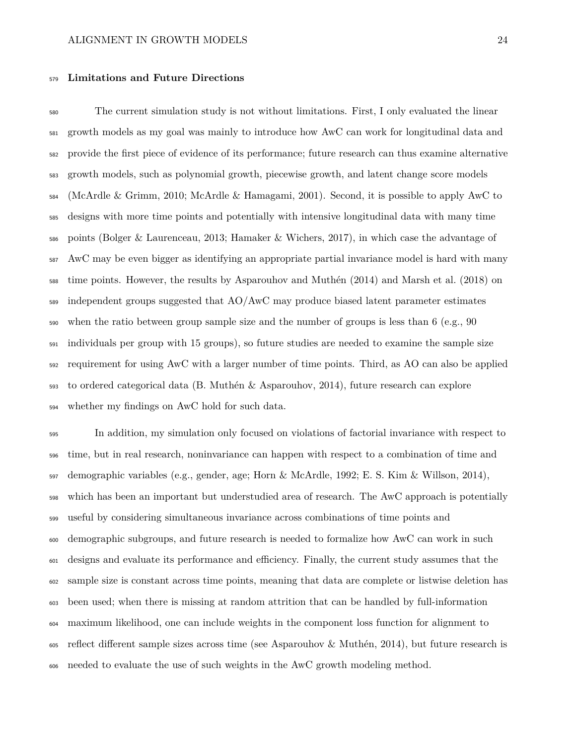## Limitations and Future Directions

The current simulation study is not without limitations. First, I only evaluated the linear growth models as my goal was mainly to introduce how AwC can work for longitudinal data and provide the first piece of evidence of its performance; future research can thus examine alternative growth models, such as polynomial growth, piecewise growth, and latent change score models (McArdle & Grimm, 2010; McArdle & Hamagami, 2001). Second, it is possible to apply AwC to designs with more time points and potentially with intensive longitudinal data with many time points (Bolger & Laurenceau, 2013; Hamaker & Wichers, 2017), in which case the advantage of AwC may be even bigger as identifying an appropriate partial invariance model is hard with many time points. However, the results by Asparouhov and Muthén (2014) and Marsh et al. (2018) on independent groups suggested that AO/AwC may produce biased latent parameter estimates when the ratio between group sample size and the number of groups is less than 6 (e.g., 90 individuals per group with 15 groups), so future studies are needed to examine the sample size requirement for using AwC with a larger number of time points. Third, as AO can also be applied to ordered categorical data (B. Muthén & Asparouhov, 2014), future research can explore whether my findings on AwC hold for such data.

In addition, my simulation only focused on violations of factorial invariance with respect to time, but in real research, noninvariance can happen with respect to a combination of time and demographic variables (e.g., gender, age; Horn & McArdle, 1992; E. S. Kim & Willson, 2014), which has been an important but understudied area of research. The AwC approach is potentially useful by considering simultaneous invariance across combinations of time points and demographic subgroups, and future research is needed to formalize how AwC can work in such designs and evaluate its performance and efficiency. Finally, the current study assumes that the sample size is constant across time points, meaning that data are complete or listwise deletion has been used; when there is missing at random attrition that can be handled by full-information maximum likelihood, one can include weights in the component loss function for alignment to reflect different sample sizes across time (see Asparouhov & Muthén, 2014), but future research is needed to evaluate the use of such weights in the AwC growth modeling method.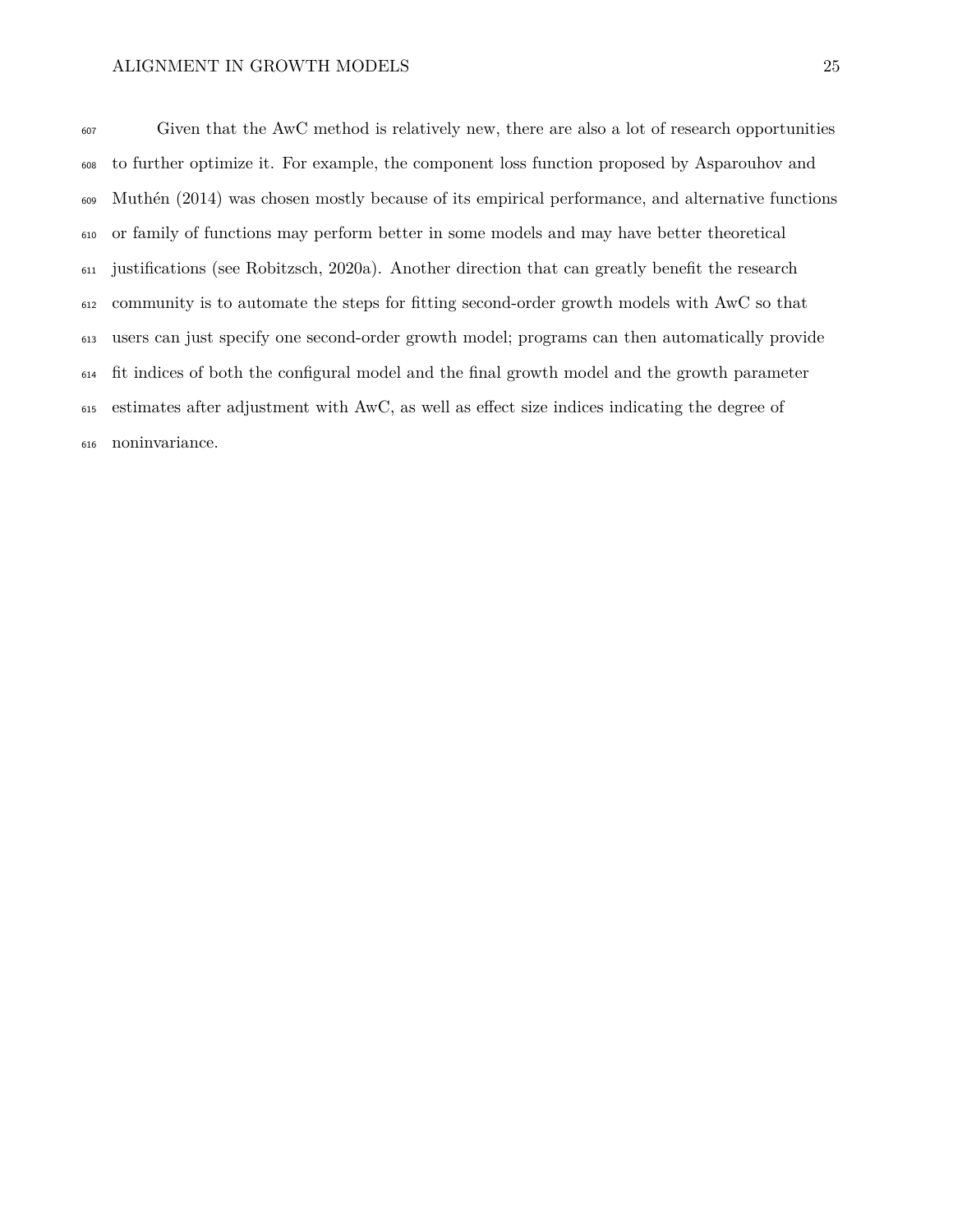Given that the AwC method is relatively new, there are also a lot of research opportunities to further optimize it. For example, the component loss function proposed by Asparouhov and Muthén (2014) was chosen mostly because of its empirical performance, and alternative functions or family of functions may perform better in some models and may have better theoretical justifications (see Robitzsch, 2020a). Another direction that can greatly benefit the research community is to automate the steps for fitting second-order growth models with AwC so that users can just specify one second-order growth model; programs can then automatically provide fit indices of both the configural model and the final growth model and the growth parameter estimates after adjustment with AwC, as well as effect size indices indicating the degree of noninvariance.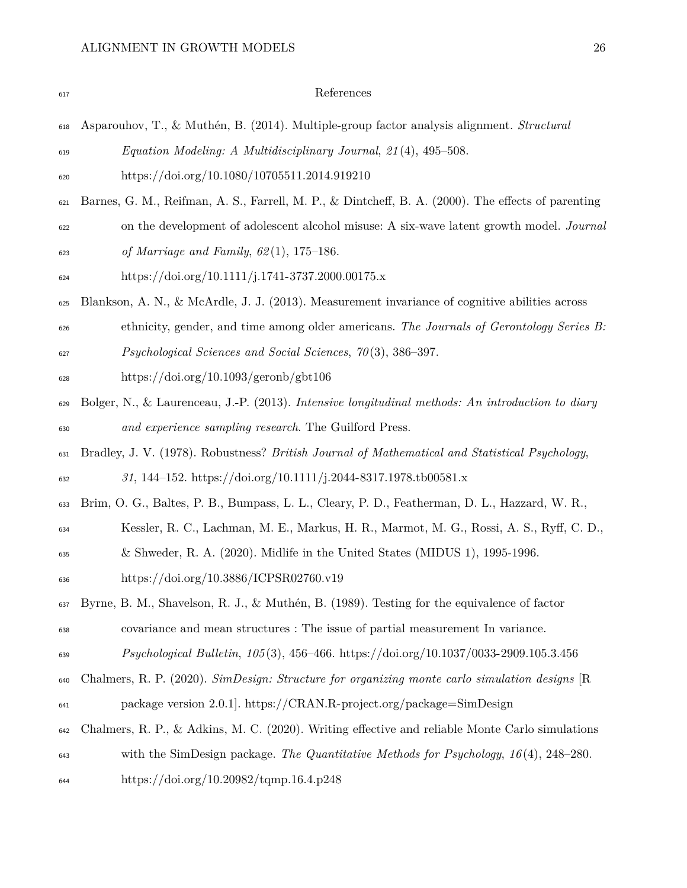# References

Asparouhov, T., & Muthén, B. (2014). Multiple-group factor analysis alignment. *Structural Equation Modeling: A Multidisciplinary Journal*, *21*(4), 495–508. https://doi.org/10.1080/10705511.2014.919210

Barnes, G. M., Reifman, A. S., Farrell, M. P., & Dintcheff, B. A. (2000). The effects of parenting on the development of adolescent alcohol misuse: A six-wave latent growth model. *Journal of Marriage and Family*, *62*(1), 175–186. https://doi.org/10.1111/j.1741-3737.2000.00175.x

Blankson, A. N., & McArdle, J. J. (2013). Measurement invariance of cognitive abilities across ethnicity, gender, and time among older americans. *The Journals of Gerontology Series B: Psychological Sciences and Social Sciences*, *70*(3), 386–397. https://doi.org/10.1093/geronb/gbt106

Bolger, N., & Laurenceau, J.-P. (2013). *Intensive longitudinal methods: An introduction to diary and experience sampling research*. The Guilford Press.

Bradley, J. V. (1978). Robustness? *British Journal of Mathematical and Statistical Psychology*, *31*, 144–152. https://doi.org/10.1111/j.2044-8317.1978.tb00581.x

Brim, O. G., Baltes, P. B., Bumpass, L. L., Cleary, P. D., Featherman, D. L., Hazzard, W. R., Kessler, R. C., Lachman, M. E., Markus, H. R., Marmot, M. G., Rossi, A. S., Ryff, C. D., & Shweder, R. A. (2020). Midlife in the United States (MIDUS 1), 1995-1996. https://doi.org/10.3886/ICPSR02760.v19

Byrne, B. M., Shavelson, R. J., & Muthén, B. (1989). Testing for the equivalence of factor covariance and mean structures : The issue of partial measurement In variance. *Psychological Bulletin*, *105*(3), 456–466. https://doi.org/10.1037/0033-2909.105.3.456

Chalmers, R. P. (2020). *SimDesign: Structure for organizing monte carlo simulation designs* [R package version 2.0.1]. https://CRAN.R-project.org/package=SimDesign

Chalmers, R. P., & Adkins, M. C. (2020). Writing effective and reliable Monte Carlo simulations with the SimDesign package. *The Quantitative Methods for Psychology*, *16*(4), 248–280. https://doi.org/10.20982/tqmp.16.4.p248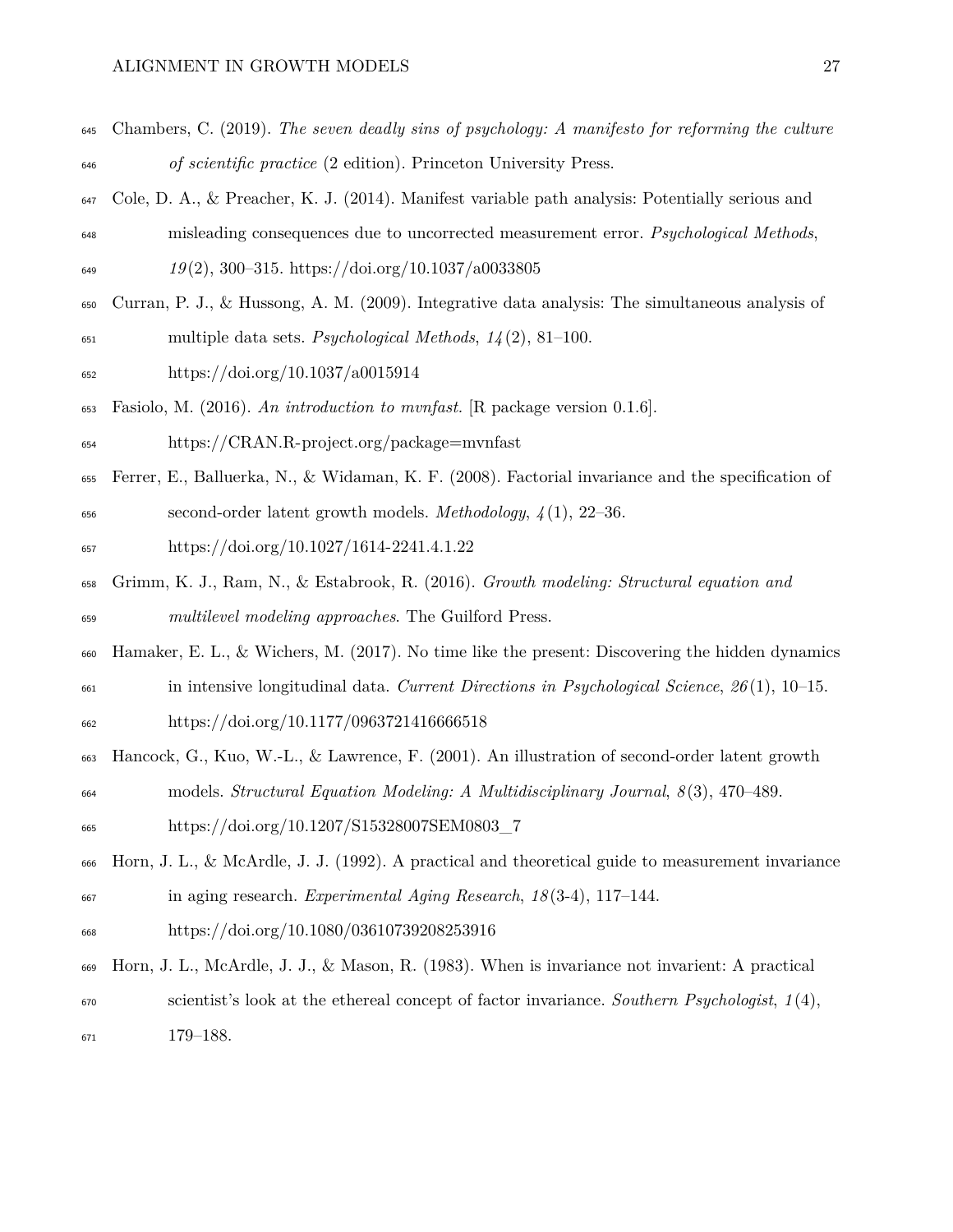Chambers, C. (2019). *The seven deadly sins of psychology: A manifesto for reforming the culture of scientific practice* (2 edition). Princeton University Press.

Cole, D. A., & Preacher, K. J. (2014). Manifest variable path analysis: Potentially serious and misleading consequences due to uncorrected measurement error. *Psychological Methods*, *19*(2), 300–315. https://doi.org/10.1037/a0033805

Curran, P. J., & Hussong, A. M. (2009). Integrative data analysis: The simultaneous analysis of multiple data sets. *Psychological Methods*, *14*(2), 81–100. https://doi.org/10.1037/a0015914

Fasiolo, M. (2016). *An introduction to mvnfast.* [R package version 0.1.6]. https://CRAN.R-project.org/package=mvnfast

Ferrer, E., Balluerka, N., & Widaman, K. F. (2008). Factorial invariance and the specification of second-order latent growth models. *Methodology*, *4*(1), 22–36. https://doi.org/10.1027/1614-2241.4.1.22

Grimm, K. J., Ram, N., & Estabrook, R. (2016). *Growth modeling: Structural equation and multilevel modeling approaches*. The Guilford Press.

Hamaker, E. L., & Wichers, M. (2017). No time like the present: Discovering the hidden dynamics in intensive longitudinal data. *Current Directions in Psychological Science*, *26*(1), 10–15. https://doi.org/10.1177/0963721416666518

Hancock, G., Kuo, W.-L., & Lawrence, F. (2001). An illustration of second-order latent growth models. *Structural Equation Modeling: A Multidisciplinary Journal*, *8*(3), 470–489. https://doi.org/10.1207/S15328007SEM0803_7

Horn, J. L., & McArdle, J. J. (1992). A practical and theoretical guide to measurement invariance in aging research. *Experimental Aging Research*, *18*(3-4), 117–144. https://doi.org/10.1080/03610739208253916

Horn, J. L., McArdle, J. J., & Mason, R. (1983). When is invariance not invarient: A practical scientist's look at the ethereal concept of factor invariance. *Southern Psychologist*, *1*(4), 179–188.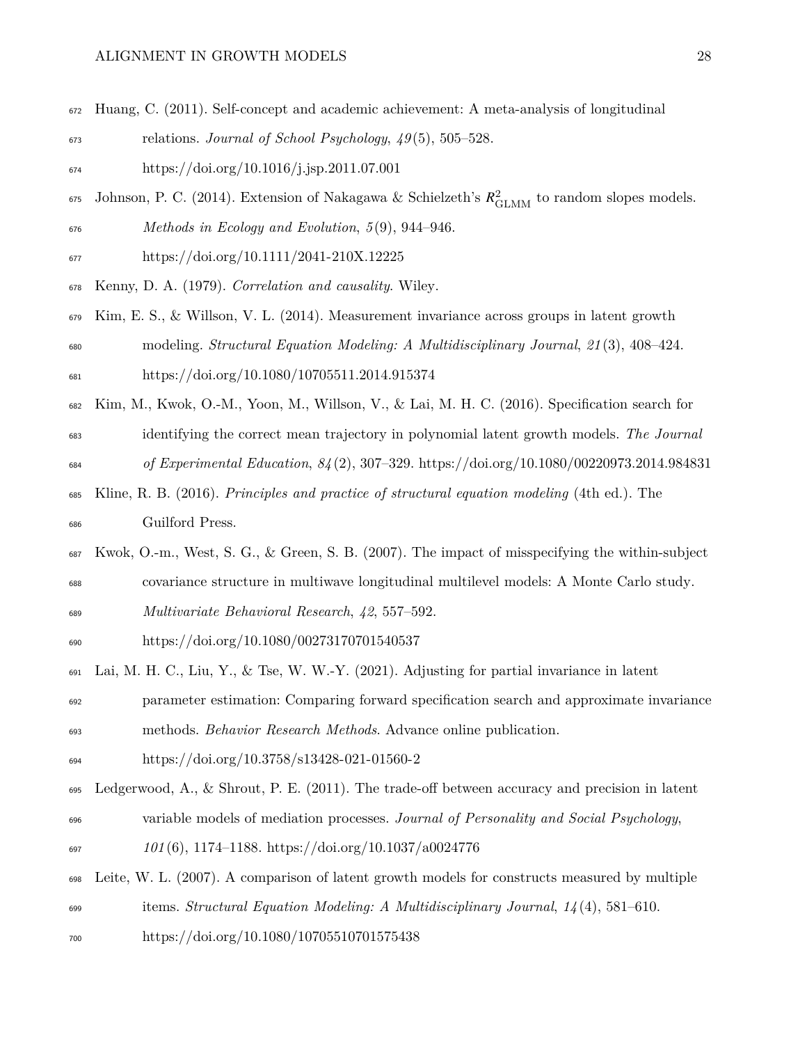Huang, C. (2011). Self-concept and academic achievement: A meta-analysis of longitudinal relations. *Journal of School Psychology*, *49*(5), 505–528. https://doi.org/10.1016/j.jsp.2011.07.001

Johnson, P. C. (2014). Extension of Nakagawa & Schielzeth's $R^2_{\text{GLMM}}$ to random slopes models. *Methods in Ecology and Evolution*, *5*(9), 944–946. https://doi.org/10.1111/2041-210X.12225

Kenny, D. A. (1979). *Correlation and causality*. Wiley.

Kim, E. S., & Willson, V. L. (2014). Measurement invariance across groups in latent growth modeling. *Structural Equation Modeling: A Multidisciplinary Journal*, *21*(3), 408–424. https://doi.org/10.1080/10705511.2014.915374

Kim, M., Kwok, O.-M., Yoon, M., Willson, V., & Lai, M. H. C. (2016). Specification search for identifying the correct mean trajectory in polynomial latent growth models. *The Journal of Experimental Education*, *84*(2), 307–329. https://doi.org/10.1080/00220973.2014.984831

Kline, R. B. (2016). *Principles and practice of structural equation modeling* (4th ed.). The Guilford Press.

Kwok, O.-m., West, S. G., & Green, S. B. (2007). The impact of misspecifying the within-subject covariance structure in multiwave longitudinal multilevel models: A Monte Carlo study. *Multivariate Behavioral Research*, *42*, 557–592. https://doi.org/10.1080/00273170701540537

Lai, M. H. C., Liu, Y., & Tse, W. W.-Y. (2021). Adjusting for partial invariance in latent parameter estimation: Comparing forward specification search and approximate invariance methods. *Behavior Research Methods*. Advance online publication. https://doi.org/10.3758/s13428-021-01560-2

Ledgerwood, A., & Shrout, P. E. (2011). The trade-off between accuracy and precision in latent variable models of mediation processes. *Journal of Personality and Social Psychology*, *101*(6), 1174–1188. https://doi.org/10.1037/a0024776

Leite, W. L. (2007). A comparison of latent growth models for constructs measured by multiple items. *Structural Equation Modeling: A Multidisciplinary Journal*, *14*(4), 581–610. https://doi.org/10.1080/10705510701575438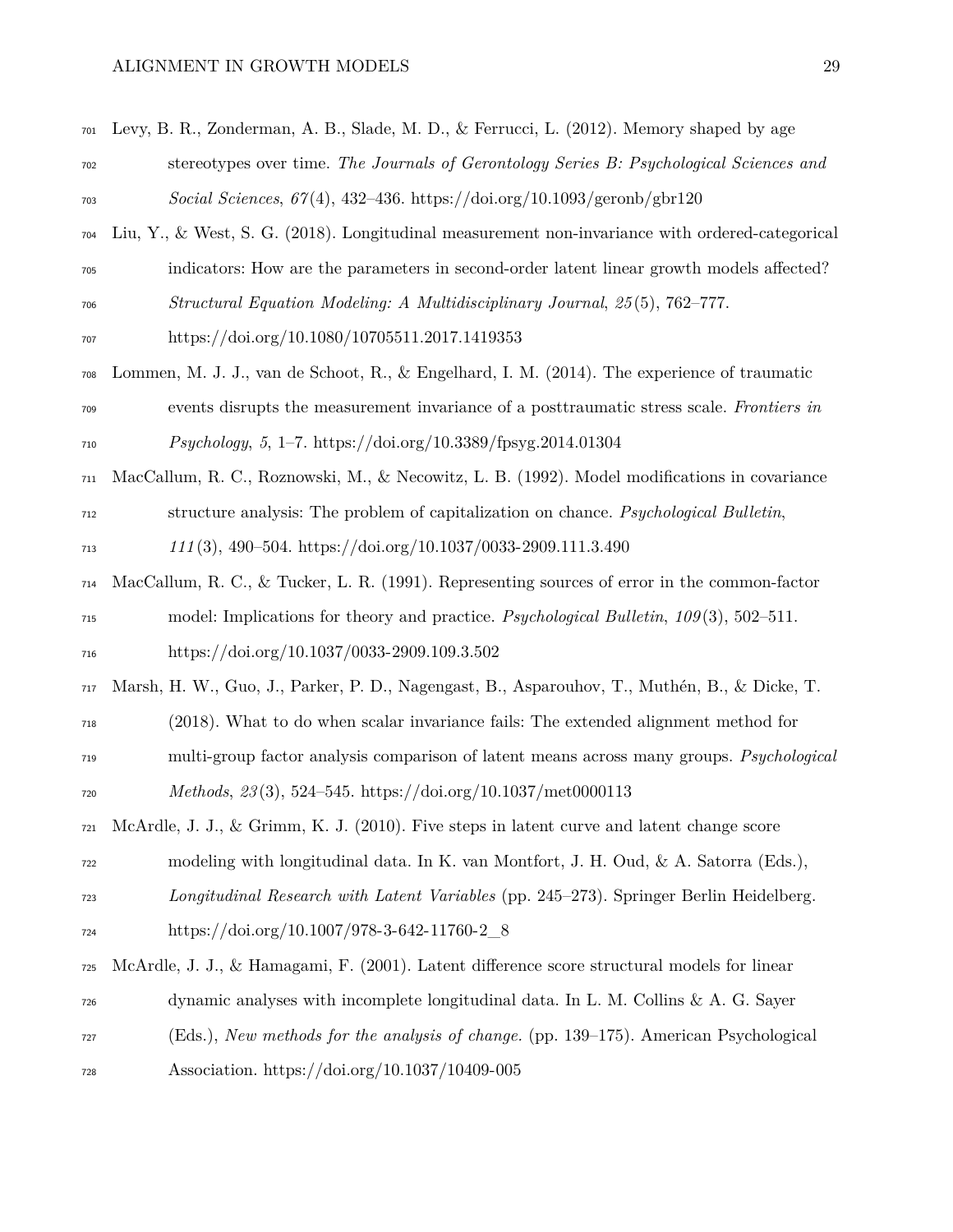Levy, B. R., Zonderman, A. B., Slade, M. D., & Ferrucci, L. (2012). Memory shaped by age stereotypes over time. *The Journals of Gerontology Series B: Psychological Sciences and Social Sciences*, *67*(4), 432–436. https://doi.org/10.1093/geronb/gbr120

Liu, Y., & West, S. G. (2018). Longitudinal measurement non-invariance with ordered-categorical indicators: How are the parameters in second-order latent linear growth models affected? *Structural Equation Modeling: A Multidisciplinary Journal*, *25*(5), 762–777. https://doi.org/10.1080/10705511.2017.1419353

Lommen, M. J. J., van de Schoot, R., & Engelhard, I. M. (2014). The experience of traumatic events disrupts the measurement invariance of a posttraumatic stress scale. *Frontiers in Psychology*, *5*, 1–7. https://doi.org/10.3389/fpsyg.2014.01304

MacCallum, R. C., Roznowski, M., & Necowitz, L. B. (1992). Model modifications in covariance structure analysis: The problem of capitalization on chance. *Psychological Bulletin*, *111*(3), 490–504. https://doi.org/10.1037/0033-2909.111.3.490

MacCallum, R. C., & Tucker, L. R. (1991). Representing sources of error in the common-factor model: Implications for theory and practice. *Psychological Bulletin*, *109*(3), 502–511. https://doi.org/10.1037/0033-2909.109.3.502

Marsh, H. W., Guo, J., Parker, P. D., Nagengast, B., Asparouhov, T., Muthén, B., & Dicke, T. (2018). What to do when scalar invariance fails: The extended alignment method for multi-group factor analysis comparison of latent means across many groups. *Psychological Methods*, *23*(3), 524–545. https://doi.org/10.1037/met0000113

McArdle, J. J., & Grimm, K. J. (2010). Five steps in latent curve and latent change score modeling with longitudinal data. In K. van Montfort, J. H. Oud, & A. Satorra (Eds.), *Longitudinal Research with Latent Variables* (pp. 245–273). Springer Berlin Heidelberg. https://doi.org/10.1007/978-3-642-11760-2_8

McArdle, J. J., & Hamagami, F. (2001). Latent difference score structural models for linear dynamic analyses with incomplete longitudinal data. In L. M. Collins & A. G. Sayer (Eds.), *New methods for the analysis of change.* (pp. 139–175). American Psychological Association. https://doi.org/10.1037/10409-005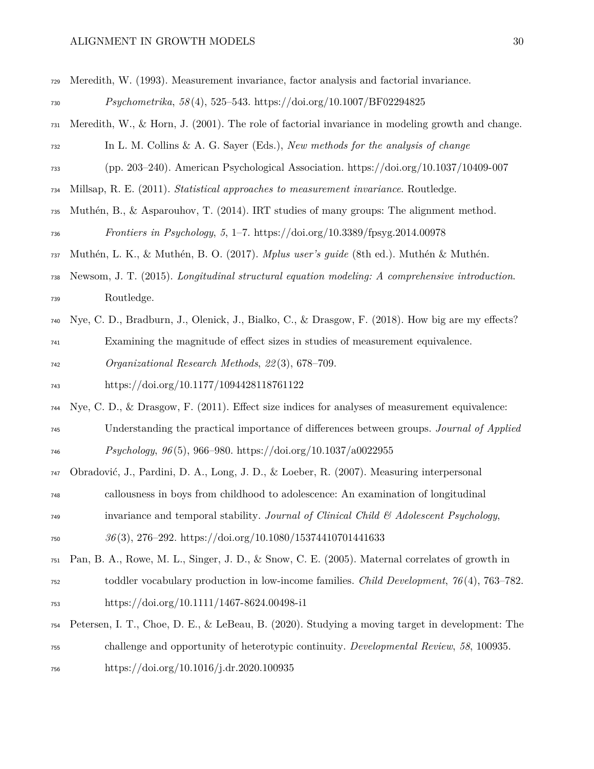Meredith, W. (1993). Measurement invariance, factor analysis and factorial invariance. *Psychometrika*, *58*(4), 525–543. https://doi.org/10.1007/BF02294825

Meredith, W., & Horn, J. (2001). The role of factorial invariance in modeling growth and change. In L. M. Collins & A. G. Sayer (Eds.), *New methods for the analysis of change* (pp. 203–240). American Psychological Association. https://doi.org/10.1037/10409-007

Millsap, R. E. (2011). *Statistical approaches to measurement invariance*. Routledge.

Muthén, B., & Asparouhov, T. (2014). IRT studies of many groups: The alignment method. *Frontiers in Psychology*, *5*, 1–7. https://doi.org/10.3389/fpsyg.2014.00978

Muthén, L. K., & Muthén, B. O. (2017). *Mplus user's guide* (8th ed.). Muthén & Muthén.

Newsom, J. T. (2015). *Longitudinal structural equation modeling: A comprehensive introduction*. Routledge.

Nye, C. D., Bradburn, J., Olenick, J., Bialko, C., & Drasgow, F. (2018). How big are my effects? Examining the magnitude of effect sizes in studies of measurement equivalence. *Organizational Research Methods*, *22*(3), 678–709. https://doi.org/10.1177/1094428118761122

Nye, C. D., & Drasgow, F. (2011). Effect size indices for analyses of measurement equivalence: Understanding the practical importance of differences between groups. *Journal of Applied Psychology*, *96*(5), 966–980. https://doi.org/10.1037/a0022955

Obradović, J., Pardini, D. A., Long, J. D., & Loeber, R. (2007). Measuring interpersonal callousness in boys from childhood to adolescence: An examination of longitudinal invariance and temporal stability. *Journal of Clinical Child & Adolescent Psychology*, *36*(3), 276–292. https://doi.org/10.1080/15374410701441633

Pan, B. A., Rowe, M. L., Singer, J. D., & Snow, C. E. (2005). Maternal correlates of growth in toddler vocabulary production in low-income families. *Child Development*, *76*(4), 763–782. https://doi.org/10.1111/1467-8624.00498-i1

Petersen, I. T., Choe, D. E., & LeBeau, B. (2020). Studying a moving target in development: The challenge and opportunity of heterotypic continuity. *Developmental Review*, *58*, 100935. https://doi.org/10.1016/j.dr.2020.100935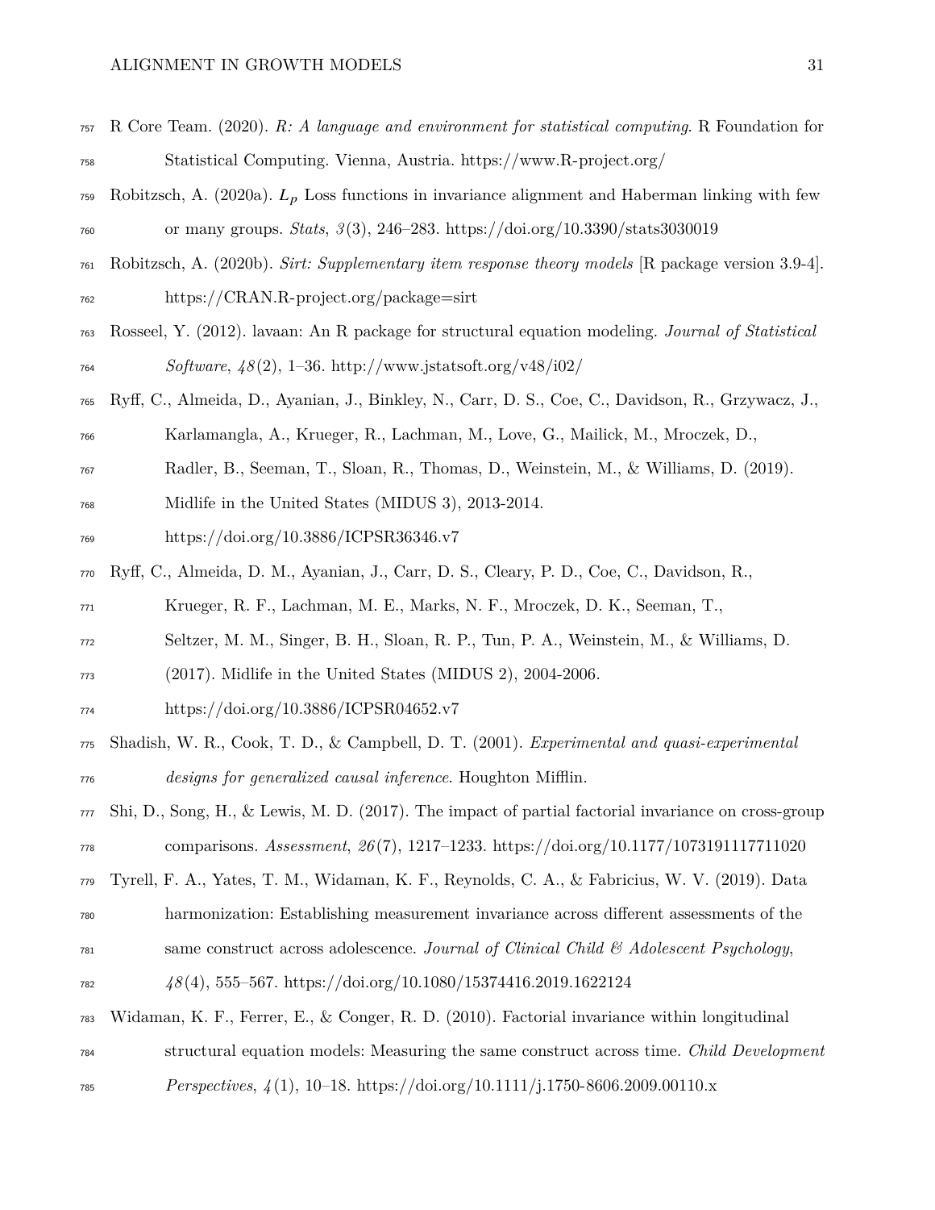R Core Team. (2020). *R: A language and environment for statistical computing*. R Foundation for Statistical Computing. Vienna, Austria. https://www.R-project.org/

Robitzsch, A. (2020a). $L_p$ Loss functions in invariance alignment and Haberman linking with few or many groups. *Stats*, *3*(3), 246–283. https://doi.org/10.3390/stats3030019

Robitzsch, A. (2020b). *Sirt: Supplementary item response theory models* [R package version 3.9-4]. https://CRAN.R-project.org/package=sirt

Rosseel, Y. (2012). lavaan: An R package for structural equation modeling. *Journal of Statistical Software*, *48*(2), 1–36. http://www.jstatsoft.org/v48/i02/

Ryff, C., Almeida, D., Ayanian, J., Binkley, N., Carr, D. S., Coe, C., Davidson, R., Grzywacz, J., Karlamangla, A., Krueger, R., Lachman, M., Love, G., Mailick, M., Mroczek, D., Radler, B., Seeman, T., Sloan, R., Thomas, D., Weinstein, M., & Williams, D. (2019). Midlife in the United States (MIDUS 3), 2013-2014. https://doi.org/10.3886/ICPSR36346.v7

Ryff, C., Almeida, D. M., Ayanian, J., Carr, D. S., Cleary, P. D., Coe, C., Davidson, R., Krueger, R. F., Lachman, M. E., Marks, N. F., Mroczek, D. K., Seeman, T., Seltzer, M. M., Singer, B. H., Sloan, R. P., Tun, P. A., Weinstein, M., & Williams, D. (2017). Midlife in the United States (MIDUS 2), 2004-2006. https://doi.org/10.3886/ICPSR04652.v7

Shadish, W. R., Cook, T. D., & Campbell, D. T. (2001). *Experimental and quasi-experimental designs for generalized causal inference*. Houghton Mifflin.

Shi, D., Song, H., & Lewis, M. D. (2017). The impact of partial factorial invariance on cross-group comparisons. *Assessment*, *26*(7), 1217–1233. https://doi.org/10.1177/1073191117711020

Tyrell, F. A., Yates, T. M., Widaman, K. F., Reynolds, C. A., & Fabricius, W. V. (2019). Data harmonization: Establishing measurement invariance across different assessments of the same construct across adolescence. *Journal of Clinical Child & Adolescent Psychology*, *48*(4), 555–567. https://doi.org/10.1080/15374416.2019.1622124

Widaman, K. F., Ferrer, E., & Conger, R. D. (2010). Factorial invariance within longitudinal structural equation models: Measuring the same construct across time. *Child Development Perspectives*, *4*(1), 10–18. https://doi.org/10.1111/j.1750-8606.2009.00110.x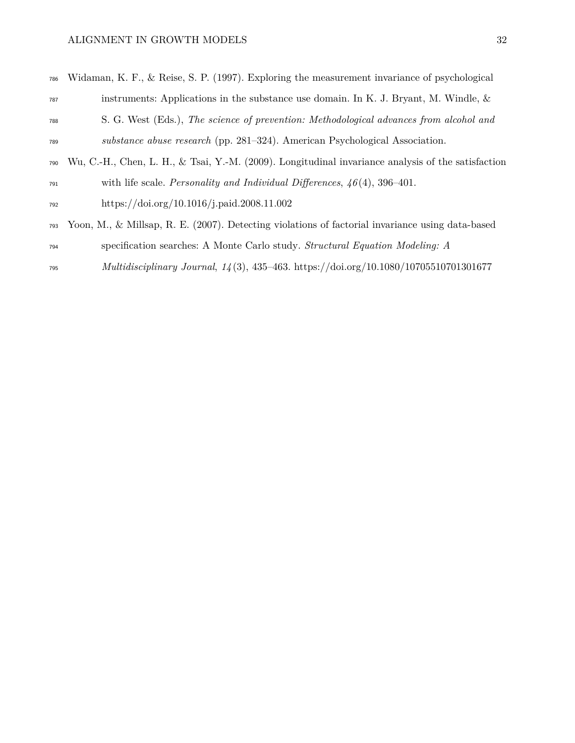Widaman, K. F., & Reise, S. P. (1997). Exploring the measurement invariance of psychological instruments: Applications in the substance use domain. In K. J. Bryant, M. Windle, & S. G. West (Eds.), *The science of prevention: Methodological advances from alcohol and substance abuse research* (pp. 281–324). American Psychological Association.

Wu, C.-H., Chen, L. H., & Tsai, Y.-M. (2009). Longitudinal invariance analysis of the satisfaction with life scale. *Personality and Individual Differences*, *46*(4), 396–401. https://doi.org/10.1016/j.paid.2008.11.002

Yoon, M., & Millsap, R. E. (2007). Detecting violations of factorial invariance using data-based specification searches: A Monte Carlo study. *Structural Equation Modeling: A Multidisciplinary Journal*, *14*(3), 435–463. https://doi.org/10.1080/10705510701301677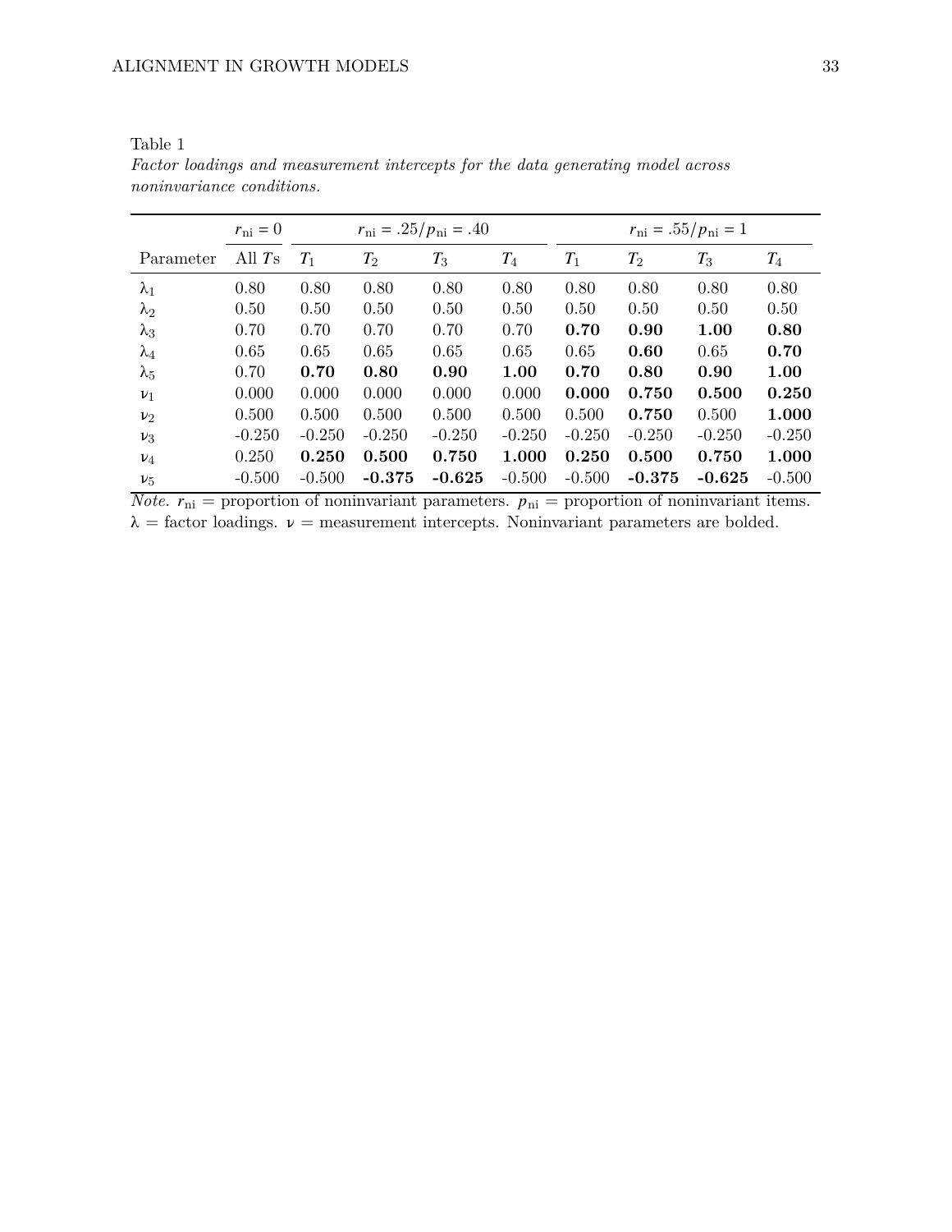Table 1

*Factor loadings and measurement intercepts for the data generating model across noninvariance conditions.*

| | $r_{\text{ni}} = 0$ | $r_{\text{ni}} = .25/p_{\text{ni}} = .40$ | | | | $r_{\text{ni}} = .55/p_{\text{ni}} = 1$ | | | |
|---|---|---|---|---|---|---|---|---|---|
| Parameter | All $T$s | $T_1$ | $T_2$ | $T_3$ | $T_4$ | $T_1$ | $T_2$ | $T_3$ | $T_4$ |
| $\lambda_1$ | 0.80 | 0.80 | 0.80 | 0.80 | 0.80 | 0.80 | 0.80 | 0.80 | 0.80 |
| $\lambda_2$ | 0.50 | 0.50 | 0.50 | 0.50 | 0.50 | 0.50 | 0.50 | 0.50 | 0.50 |
| $\lambda_3$ | 0.70 | 0.70 | 0.70 | 0.70 | 0.70 | **0.70** | **0.90** | **1.00** | **0.80** |
| $\lambda_4$ | 0.65 | 0.65 | 0.65 | 0.65 | 0.65 | 0.65 | **0.60** | 0.65 | **0.70** |
| $\lambda_5$ | 0.70 | **0.70** | **0.80** | **0.90** | **1.00** | **0.70** | **0.80** | **0.90** | **1.00** |
| $\nu_1$ | 0.000 | 0.000 | 0.000 | 0.000 | 0.000 | **0.000** | **0.750** | **0.500** | **0.250** |
| $\nu_2$ | 0.500 | 0.500 | 0.500 | 0.500 | 0.500 | 0.500 | **0.750** | 0.500 | **1.000** |
| $\nu_3$ | -0.250 | -0.250 | -0.250 | -0.250 | -0.250 | -0.250 | -0.250 | -0.250 | -0.250 |
| $\nu_4$ | 0.250 | **0.250** | **0.500** | **0.750** | **1.000** | **0.250** | **0.500** | **0.750** | **1.000** |
| $\nu_5$ | -0.500 | -0.500 | **-0.375** | **-0.625** | -0.500 | -0.500 | **-0.375** | **-0.625** | -0.500 |

*Note.* $r_{\text{ni}}$ = proportion of noninvariant parameters. $p_{\text{ni}}$ = proportion of noninvariant items. $\lambda$ = factor loadings. $\nu$ = measurement intercepts. Noninvariant parameters are bolded.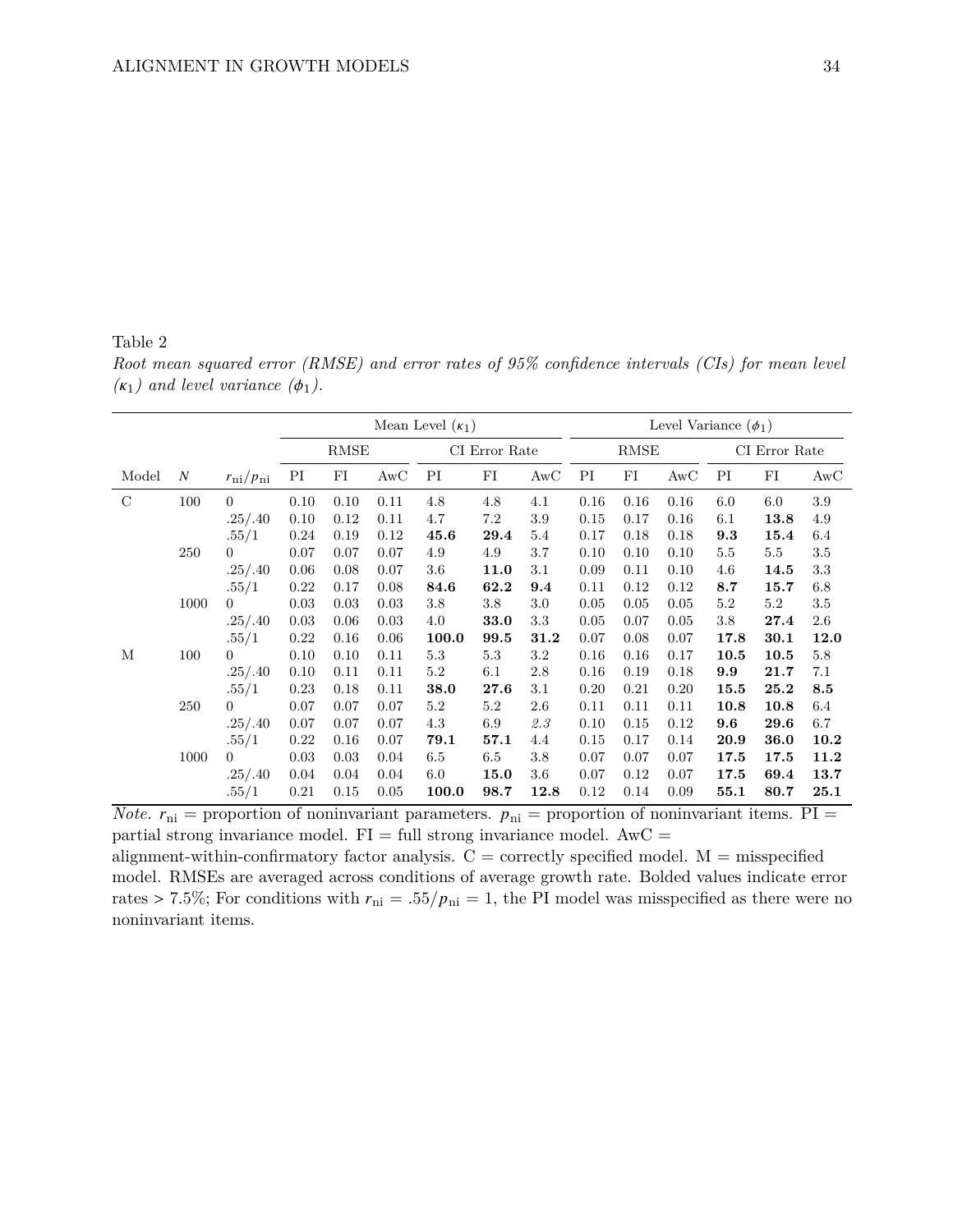Table 2

*Root mean squared error (RMSE) and error rates of 95% confidence intervals (CIs) for mean level ($\kappa_1$) and level variance ($\phi_1$).*

| | | | Mean Level ($\kappa_1$) | | | | | | Level Variance ($\phi_1$) | | | | | |
|---|---|---|---|---|---|---|---|---|---|---|---|---|---|---|
| | | | RMSE | | | CI Error Rate | | | RMSE | | | CI Error Rate | | |
| Model | $N$ | $r_{\text{ni}}/p_{\text{ni}}$ | PI | FI | AwC | PI | FI | AwC | PI | FI | AwC | PI | FI | AwC |
| C | 100 | 0 | 0.10 | 0.10 | 0.11 | 4.8 | 4.8 | 4.1 | 0.16 | 0.16 | 0.16 | 6.0 | 6.0 | 3.9 |
| | | .25/.40 | 0.10 | 0.12 | 0.11 | 4.7 | 7.2 | 3.9 | 0.15 | 0.17 | 0.16 | 6.1 | **13.8** | 4.9 |
| | | .55/1 | 0.24 | 0.19 | 0.12 | **45.6** | **29.4** | 5.4 | 0.17 | 0.18 | 0.18 | **9.3** | **15.4** | 6.4 |
| | 250 | 0 | 0.07 | 0.07 | 0.07 | 4.9 | 4.9 | 3.7 | 0.10 | 0.10 | 0.10 | 5.5 | 5.5 | 3.5 |
| | | .25/.40 | 0.06 | 0.08 | 0.07 | 3.6 | **11.0** | 3.1 | 0.09 | 0.11 | 0.10 | 4.6 | **14.5** | 3.3 |
| | | .55/1 | 0.22 | 0.17 | 0.08 | **84.6** | **62.2** | **9.4** | 0.11 | 0.12 | 0.12 | **8.7** | **15.7** | 6.8 |
| | 1000 | 0 | 0.03 | 0.03 | 0.03 | 3.8 | 3.8 | 3.0 | 0.05 | 0.05 | 0.05 | 5.2 | 5.2 | 3.5 |
| | | .25/.40 | 0.03 | 0.06 | 0.03 | 4.0 | **33.0** | 3.3 | 0.05 | 0.07 | 0.05 | 3.8 | **27.4** | 2.6 |
| | | .55/1 | 0.22 | 0.16 | 0.06 | **100.0** | **99.5** | **31.2** | 0.07 | 0.08 | 0.07 | **17.8** | **30.1** | **12.0** |
| M | 100 | 0 | 0.10 | 0.10 | 0.11 | 5.3 | 5.3 | 3.2 | 0.16 | 0.16 | 0.17 | **10.5** | **10.5** | 5.8 |
| | | .25/.40 | 0.10 | 0.11 | 0.11 | 5.2 | 6.1 | 2.8 | 0.16 | 0.19 | 0.18 | **9.9** | **21.7** | 7.1 |
| | | .55/1 | 0.23 | 0.18 | 0.11 | **38.0** | **27.6** | 3.1 | 0.20 | 0.21 | 0.20 | **15.5** | **25.2** | **8.5** |
| | 250 | 0 | 0.07 | 0.07 | 0.07 | 5.2 | 5.2 | 2.6 | 0.11 | 0.11 | 0.11 | **10.8** | **10.8** | 6.4 |
| | | .25/.40 | 0.07 | 0.07 | 0.07 | 4.3 | 6.9 | *2.3* | 0.10 | 0.15 | 0.12 | **9.6** | **29.6** | 6.7 |
| | | .55/1 | 0.22 | 0.16 | 0.07 | **79.1** | **57.1** | 4.4 | 0.15 | 0.17 | 0.14 | **20.9** | **36.0** | **10.2** |
| | 1000 | 0 | 0.03 | 0.03 | 0.04 | 6.5 | 6.5 | 3.8 | 0.07 | 0.07 | 0.07 | **17.5** | **17.5** | **11.2** |
| | | .25/.40 | 0.04 | 0.04 | 0.04 | 6.0 | **15.0** | 3.6 | 0.07 | 0.12 | 0.07 | **17.5** | **69.4** | **13.7** |
| | | .55/1 | 0.21 | 0.15 | 0.05 | **100.0** | **98.7** | **12.8** | 0.12 | 0.14 | 0.09 | **55.1** | **80.7** | **25.1** |

*Note.* $r_{\text{ni}}$ = proportion of noninvariant parameters. $p_{\text{ni}}$ = proportion of noninvariant items. PI = partial strong invariance model. FI = full strong invariance model. AwC = alignment-within-confirmatory factor analysis. C = correctly specified model. M = misspecified model. RMSEs are averaged across conditions of average growth rate. Bolded values indicate error rates > 7.5%; For conditions with $r_{\text{ni}}$ = .55/$p_{\text{ni}}$ = 1, the PI model was misspecified as there were no noninvariant items.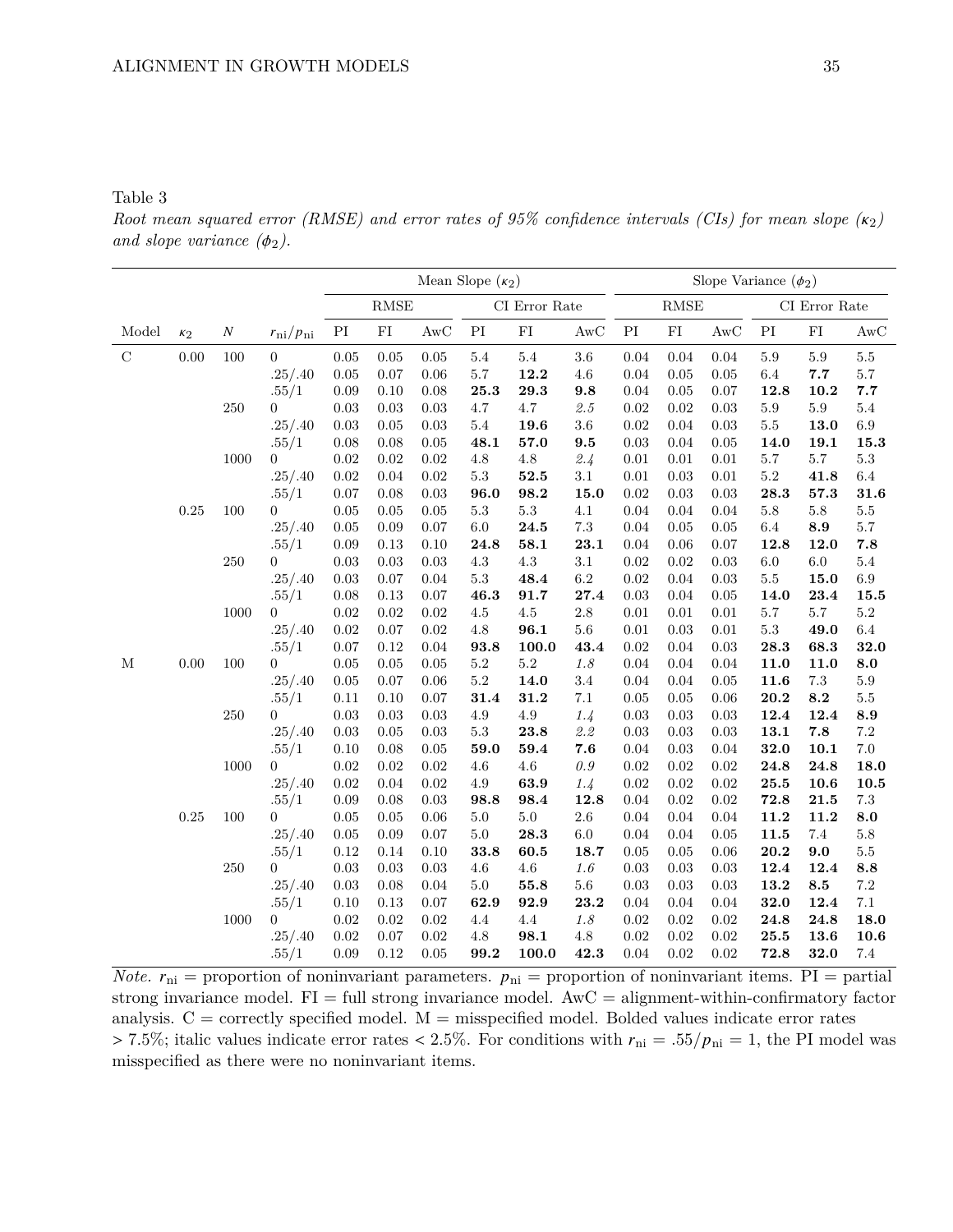Table 3

*Root mean squared error (RMSE) and error rates of 95% confidence intervals (CIs) for mean slope ($\kappa_2$) and slope variance ($\phi_2$).*

| | | | | Mean Slope ($\kappa_2$) | | | | | | Slope Variance ($\phi_2$) | | | | | |
|---|---|---|---|---|---|---|---|---|---|---|---|---|---|---|---|
| | | | | RMSE | | | CI Error Rate | | | RMSE | | | CI Error Rate | | |
| Model | $\kappa_2$ | $N$ | $r_{\text{ni}}/p_{\text{ni}}$ | PI | FI | AwC | PI | FI | AwC | PI | FI | AwC | PI | FI | AwC |
| C | 0.00 | 100 | 0 | 0.05 | 0.05 | 0.05 | 5.4 | 5.4 | 3.6 | 0.04 | 0.04 | 0.04 | 5.9 | 5.9 | 5.5 |
| | | | .25/.40 | 0.05 | 0.07 | 0.06 | 5.7 | **12.2** | 4.6 | 0.04 | 0.05 | 0.05 | 6.4 | **7.7** | 5.7 |
| | | | .55/1 | 0.09 | 0.10 | 0.08 | **25.3** | **29.3** | **9.8** | 0.04 | 0.05 | 0.07 | **12.8** | **10.2** | **7.7** |
| | | 250 | 0 | 0.03 | 0.03 | 0.03 | 4.7 | 4.7 | *2.5* | 0.02 | 0.02 | 0.03 | 5.9 | 5.9 | 5.4 |
| | | | .25/.40 | 0.03 | 0.05 | 0.03 | 5.4 | **19.6** | 3.6 | 0.02 | 0.04 | 0.03 | 5.5 | **13.0** | 6.9 |
| | | | .55/1 | 0.08 | 0.08 | 0.05 | **48.1** | **57.0** | **9.5** | 0.03 | 0.04 | 0.05 | **14.0** | **19.1** | **15.3** |
| | | 1000 | 0 | 0.02 | 0.02 | 0.02 | 4.8 | 4.8 | *2.4* | 0.01 | 0.01 | 0.01 | 5.7 | 5.7 | 5.3 |
| | | | .25/.40 | 0.02 | 0.04 | 0.02 | 5.3 | **52.5** | 3.1 | 0.01 | 0.03 | 0.01 | 5.2 | **41.8** | 6.4 |
| | | | .55/1 | 0.07 | 0.08 | 0.03 | **96.0** | **98.2** | **15.0** | 0.02 | 0.03 | 0.03 | **28.3** | **57.3** | **31.6** |
| | 0.25 | 100 | 0 | 0.05 | 0.05 | 0.05 | 5.3 | 5.3 | 4.1 | 0.04 | 0.04 | 0.04 | 5.8 | 5.8 | 5.5 |
| | | | .25/.40 | 0.05 | 0.09 | 0.07 | 6.0 | **24.5** | 7.3 | 0.04 | 0.05 | 0.05 | 6.4 | **8.9** | 5.7 |
| | | | .55/1 | 0.09 | 0.13 | 0.10 | **24.8** | **58.1** | **23.1** | 0.04 | 0.06 | 0.07 | **12.8** | **12.0** | **7.8** |
| | | 250 | 0 | 0.03 | 0.03 | 0.03 | 4.3 | 4.3 | 3.1 | 0.02 | 0.02 | 0.03 | 6.0 | 6.0 | 5.4 |
| | | | .25/.40 | 0.03 | 0.07 | 0.04 | 5.3 | **48.4** | 6.2 | 0.02 | 0.04 | 0.03 | 5.5 | **15.0** | 6.9 |
| | | | .55/1 | 0.08 | 0.13 | 0.07 | **46.3** | **91.7** | **27.4** | 0.03 | 0.04 | 0.05 | **14.0** | **23.4** | **15.5** |
| | | 1000 | 0 | 0.02 | 0.02 | 0.02 | 4.5 | 4.5 | 2.8 | 0.01 | 0.01 | 0.01 | 5.7 | 5.7 | 5.2 |
| | | | .25/.40 | 0.02 | 0.07 | 0.02 | 4.8 | **96.1** | 5.6 | 0.01 | 0.03 | 0.01 | 5.3 | **49.0** | 6.4 |
| | | | .55/1 | 0.07 | 0.12 | 0.04 | **93.8** | **100.0** | **43.4** | 0.02 | 0.04 | 0.03 | **28.3** | **68.3** | **32.0** |
| M | 0.00 | 100 | 0 | 0.05 | 0.05 | 0.05 | 5.2 | 5.2 | *1.8* | 0.04 | 0.04 | 0.04 | **11.0** | **11.0** | **8.0** |
| | | | .25/.40 | 0.05 | 0.07 | 0.06 | 5.2 | **14.0** | 3.4 | 0.04 | 0.04 | 0.05 | **11.6** | 7.3 | 5.9 |
| | | | .55/1 | 0.11 | 0.10 | 0.07 | **31.4** | **31.2** | 7.1 | 0.05 | 0.05 | 0.06 | **20.2** | **8.2** | 5.5 |
| | | 250 | 0 | 0.03 | 0.03 | 0.03 | 4.9 | 4.9 | *1.4* | 0.03 | 0.03 | 0.03 | **12.4** | **12.4** | **8.9** |
| | | | .25/.40 | 0.03 | 0.05 | 0.03 | 5.3 | **23.8** | *2.2* | 0.03 | 0.03 | 0.03 | **13.1** | **7.8** | 7.2 |
| | | | .55/1 | 0.10 | 0.08 | 0.05 | **59.0** | **59.4** | **7.6** | 0.04 | 0.03 | 0.04 | **32.0** | **10.1** | 7.0 |
| | | 1000 | 0 | 0.02 | 0.02 | 0.02 | 4.6 | 4.6 | *0.9* | 0.02 | 0.02 | 0.02 | **24.8** | **24.8** | **18.0** |
| | | | .25/.40 | 0.02 | 0.04 | 0.02 | 4.9 | **63.9** | *1.4* | 0.02 | 0.02 | 0.02 | **25.5** | **10.6** | **10.5** |
| | | | .55/1 | 0.09 | 0.08 | 0.03 | **98.8** | **98.4** | **12.8** | 0.04 | 0.02 | 0.02 | **72.8** | **21.5** | 7.3 |
| | 0.25 | 100 | 0 | 0.05 | 0.05 | 0.06 | 5.0 | 5.0 | 2.6 | 0.04 | 0.04 | 0.04 | **11.2** | **11.2** | **8.0** |
| | | | .25/.40 | 0.05 | 0.09 | 0.07 | 5.0 | **28.3** | 6.0 | 0.04 | 0.04 | 0.05 | **11.5** | 7.4 | 5.8 |
| | | | .55/1 | 0.12 | 0.14 | 0.10 | **33.8** | **60.5** | **18.7** | 0.05 | 0.05 | 0.06 | **20.2** | **9.0** | 5.5 |
| | | 250 | 0 | 0.03 | 0.03 | 0.03 | 4.6 | 4.6 | *1.6* | 0.03 | 0.03 | 0.03 | **12.4** | **12.4** | **8.8** |
| | | | .25/.40 | 0.03 | 0.08 | 0.04 | 5.0 | **55.8** | 5.6 | 0.03 | 0.03 | 0.03 | **13.2** | **8.5** | 7.2 |
| | | | .55/1 | 0.10 | 0.13 | 0.07 | **62.9** | **92.9** | **23.2** | 0.04 | 0.04 | 0.04 | **32.0** | **12.4** | 7.1 |
| | | 1000 | 0 | 0.02 | 0.02 | 0.02 | 4.4 | 4.4 | *1.8* | 0.02 | 0.02 | 0.02 | **24.8** | **24.8** | **18.0** |
| | | | .25/.40 | 0.02 | 0.07 | 0.02 | 4.8 | **98.1** | 4.8 | 0.02 | 0.02 | 0.02 | **25.5** | **13.6** | **10.6** |
| | | | .55/1 | 0.09 | 0.12 | 0.05 | **99.2** | **100.0** | **42.3** | 0.04 | 0.02 | 0.02 | **72.8** | **32.0** | 7.4 |

*Note.* $r_{\text{ni}}$ = proportion of noninvariant parameters. $p_{\text{ni}}$ = proportion of noninvariant items. PI = partial strong invariance model. FI = full strong invariance model. AwC = alignment-within-confirmatory factor analysis. C = correctly specified model. M = misspecified model. Bolded values indicate error rates > 7.5%; italic values indicate error rates < 2.5%. For conditions with $r_{\text{ni}} = .55/p_{\text{ni}} = 1$, the PI model was misspecified as there were no noninvariant items.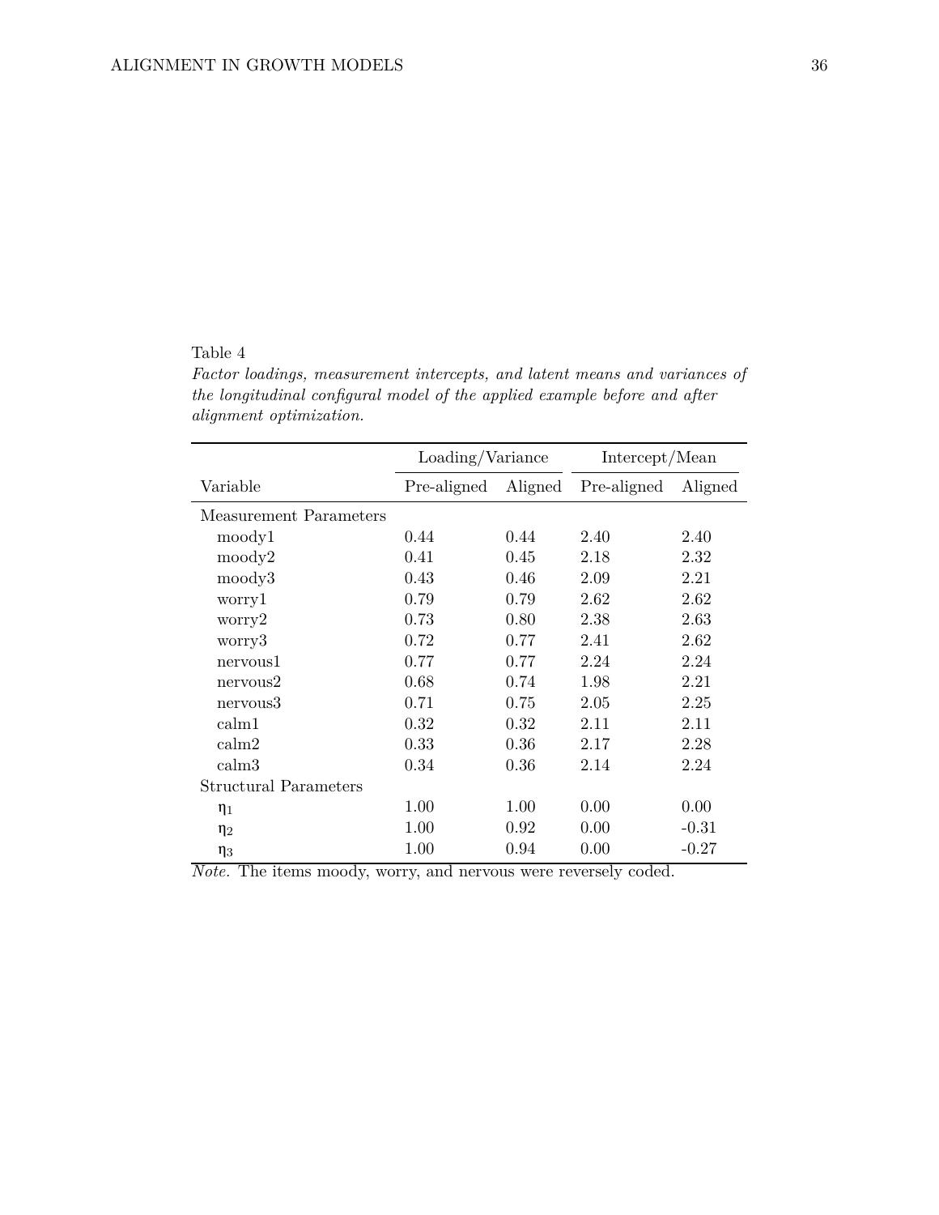Table 4

*Factor loadings, measurement intercepts, and latent means and variances of the longitudinal configural model of the applied example before and after alignment optimization.*

| | Loading/Variance | | Intercept/Mean | |
|---|---|---|---|---|
| Variable | Pre-aligned | Aligned | Pre-aligned | Aligned |
| Measurement Parameters | | | | |
| moody1 | 0.44 | 0.44 | 2.40 | 2.40 |
| moody2 | 0.41 | 0.45 | 2.18 | 2.32 |
| moody3 | 0.43 | 0.46 | 2.09 | 2.21 |
| worry1 | 0.79 | 0.79 | 2.62 | 2.62 |
| worry2 | 0.73 | 0.80 | 2.38 | 2.63 |
| worry3 | 0.72 | 0.77 | 2.41 | 2.62 |
| nervous1 | 0.77 | 0.77 | 2.24 | 2.24 |
| nervous2 | 0.68 | 0.74 | 1.98 | 2.21 |
| nervous3 | 0.71 | 0.75 | 2.05 | 2.25 |
| calm1 | 0.32 | 0.32 | 2.11 | 2.11 |
| calm2 | 0.33 | 0.36 | 2.17 | 2.28 |
| calm3 | 0.34 | 0.36 | 2.14 | 2.24 |
| Structural Parameters | | | | |
| $\eta_1$ | 1.00 | 1.00 | 0.00 | 0.00 |
| $\eta_2$ | 1.00 | 0.92 | 0.00 | -0.31 |
| $\eta_3$ | 1.00 | 0.94 | 0.00 | -0.27 |

*Note.* The items moody, worry, and nervous were reversely coded.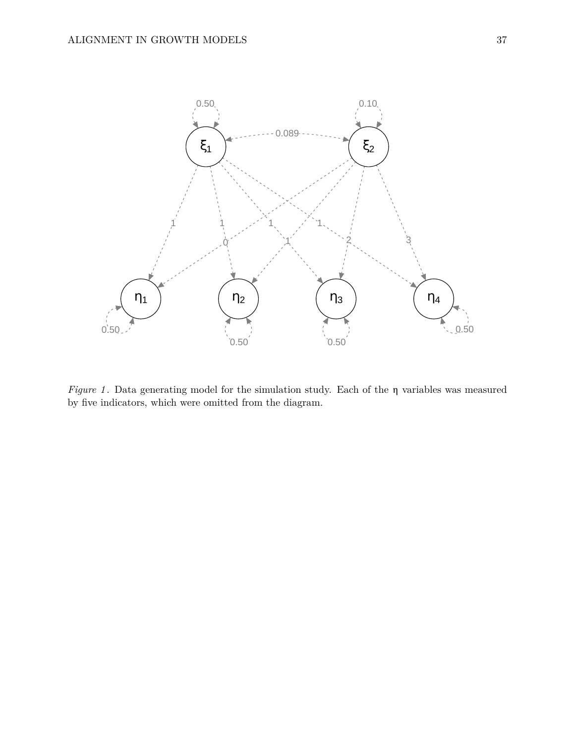*Figure 1*. Data generating model for the simulation study. Each of the η variables was measured by five indicators, which were omitted from the diagram.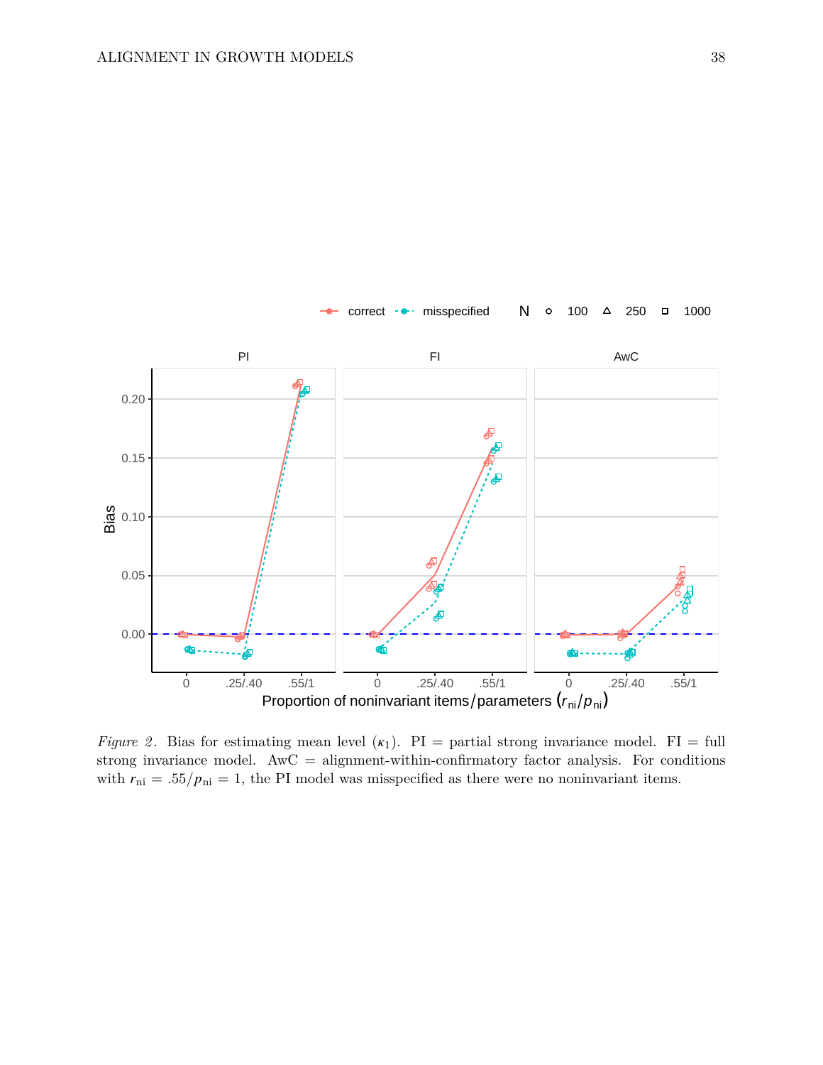*Figure 2*. Bias for estimating mean level ($\kappa_1$). PI = partial strong invariance model. FI = full strong invariance model. AwC = alignment-within-confirmatory factor analysis. For conditions with $r_{\text{ni}} = .55/p_{\text{ni}} = 1$, the PI model was misspecified as there were no noninvariant items.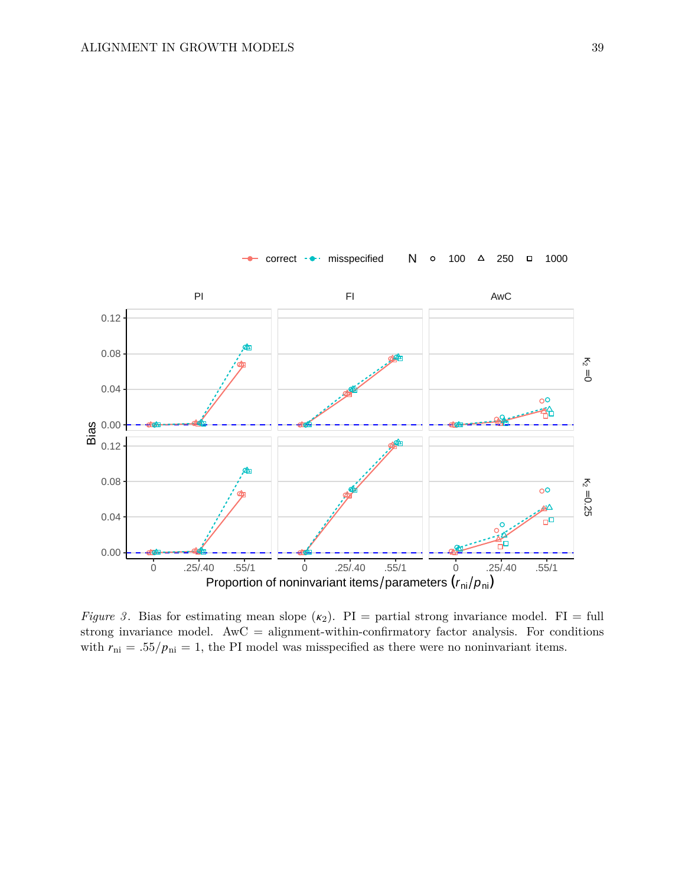*Figure 3*. Bias for estimating mean slope ($\kappa_2$). PI = partial strong invariance model. FI = full strong invariance model. AwC = alignment-within-confirmatory factor analysis. For conditions with $r_{\text{ni}} = .55/p_{\text{ni}} = 1$, the PI model was misspecified as there were no noninvariant items.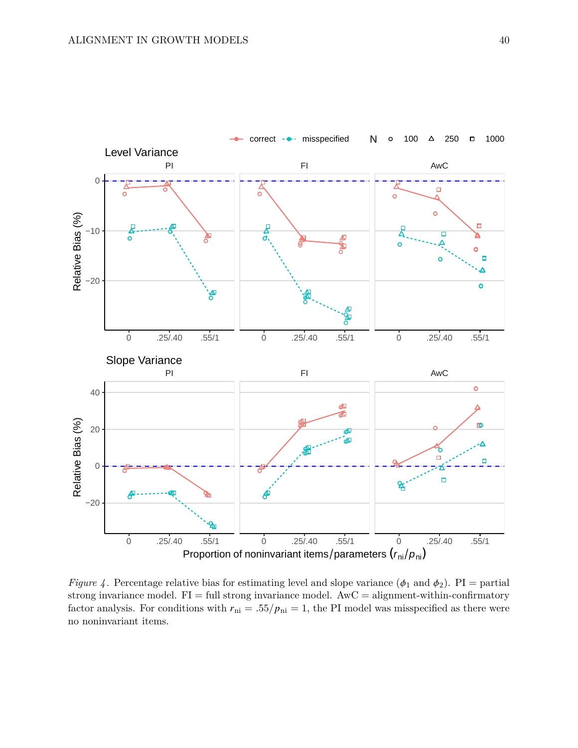*Figure 4*. Percentage relative bias for estimating level and slope variance ($\phi_1$ and $\phi_2$). PI = partial strong invariance model. FI = full strong invariance model. AwC = alignment-within-confirmatory factor analysis. For conditions with $r_{\text{ni}} = .55/p_{\text{ni}} = 1$, the PI model was misspecified as there were no noninvariant items.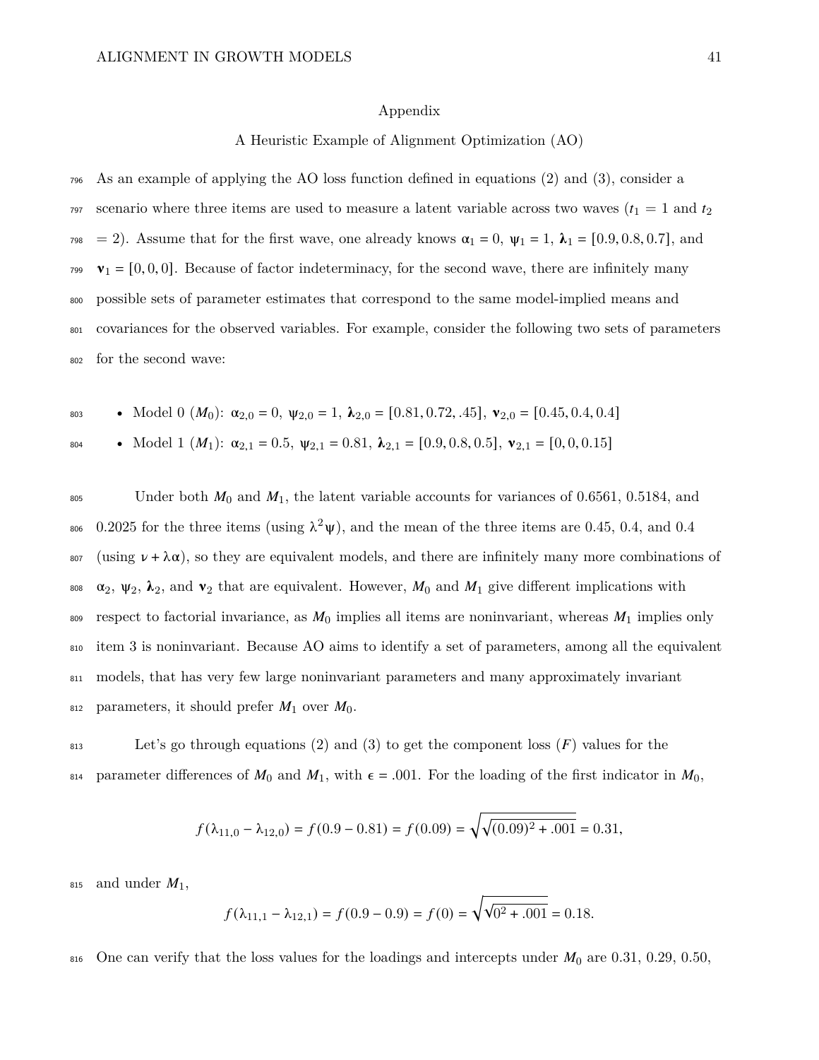# Appendix

## A Heuristic Example of Alignment Optimization (AO)

As an example of applying the AO loss function defined in equations (2) and (3), consider a scenario where three items are used to measure a latent variable across two waves ($t_1 = 1$ and $t_2 = 2$). Assume that for the first wave, one already knows $\alpha_1 = 0$, $\psi_1 = 1$, $\boldsymbol{\lambda}_1 = [0.9, 0.8, 0.7]$, and $\boldsymbol{\nu}_1 = [0, 0, 0]$. Because of factor indeterminacy, for the second wave, there are infinitely many possible sets of parameter estimates that correspond to the same model-implied means and covariances for the observed variables. For example, consider the following two sets of parameters for the second wave:

- Model 0 ($M_0$): $\alpha_{2,0} = 0$, $\psi_{2,0} = 1$, $\boldsymbol{\lambda}_{2,0} = [0.81, 0.72, .45]$, $\boldsymbol{\nu}_{2,0} = [0.45, 0.4, 0.4]$
- Model 1 ($M_1$): $\alpha_{2,1} = 0.5$, $\psi_{2,1} = 0.81$, $\boldsymbol{\lambda}_{2,1} = [0.9, 0.8, 0.5]$, $\boldsymbol{\nu}_{2,1} = [0, 0, 0.15]$

Under both $M_0$ and $M_1$, the latent variable accounts for variances of 0.6561, 0.5184, and 0.2025 for the three items (using $\lambda^2\psi$), and the mean of the three items are 0.45, 0.4, and 0.4 (using $\nu + \lambda\alpha$), so they are equivalent models, and there are infinitely many more combinations of $\alpha_2$, $\psi_2$, $\boldsymbol{\lambda}_2$, and $\boldsymbol{\nu}_2$ that are equivalent. However, $M_0$ and $M_1$ give different implications with respect to factorial invariance, as $M_0$ implies all items are noninvariant, whereas $M_1$ implies only item 3 is noninvariant. Because AO aims to identify a set of parameters, among all the equivalent models, that has very few large noninvariant parameters and many approximately invariant parameters, it should prefer $M_1$ over $M_0$.

Let's go through equations (2) and (3) to get the component loss ($F$) values for the parameter differences of $M_0$ and $M_1$, with $\epsilon = .001$. For the loading of the first indicator in $M_0$,

$$f(\lambda_{11,0} - \lambda_{12,0}) = f(0.9 - 0.81) = f(0.09) = \sqrt{\sqrt{(0.09)^2 + .001}} = 0.31,$$

and under $M_1$,

$$f(\lambda_{11,1} - \lambda_{12,1}) = f(0.9 - 0.9) = f(0) = \sqrt{\sqrt{0^2 + .001}} = 0.18.$$

One can verify that the loss values for the loadings and intercepts under $M_0$ are 0.31, 0.29, 0.50,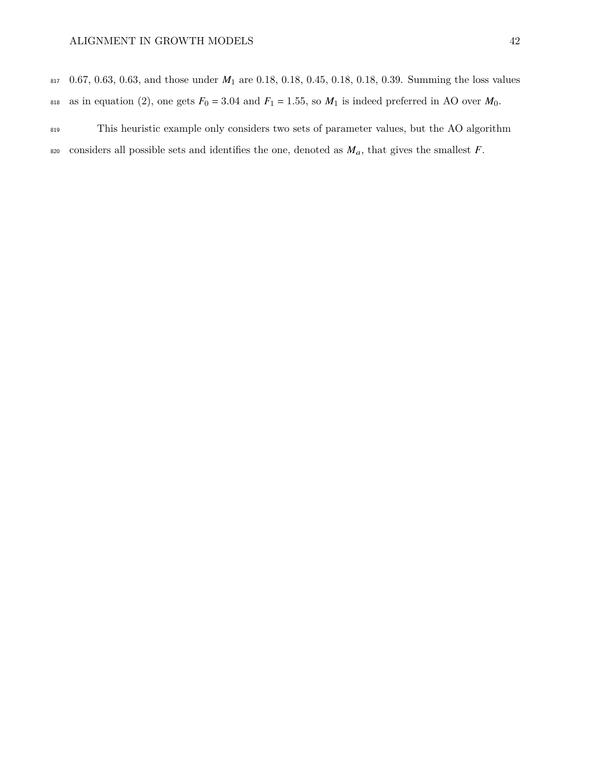0.67, 0.63, 0.63, and those under $M_1$ are 0.18, 0.18, 0.45, 0.18, 0.18, 0.39. Summing the loss values as in equation (2), one gets $F_0 = 3.04$ and $F_1 = 1.55$, so $M_1$ is indeed preferred in AO over $M_0$.

This heuristic example only considers two sets of parameter values, but the AO algorithm considers all possible sets and identifies the one, denoted as $M_a$, that gives the smallest $F$.